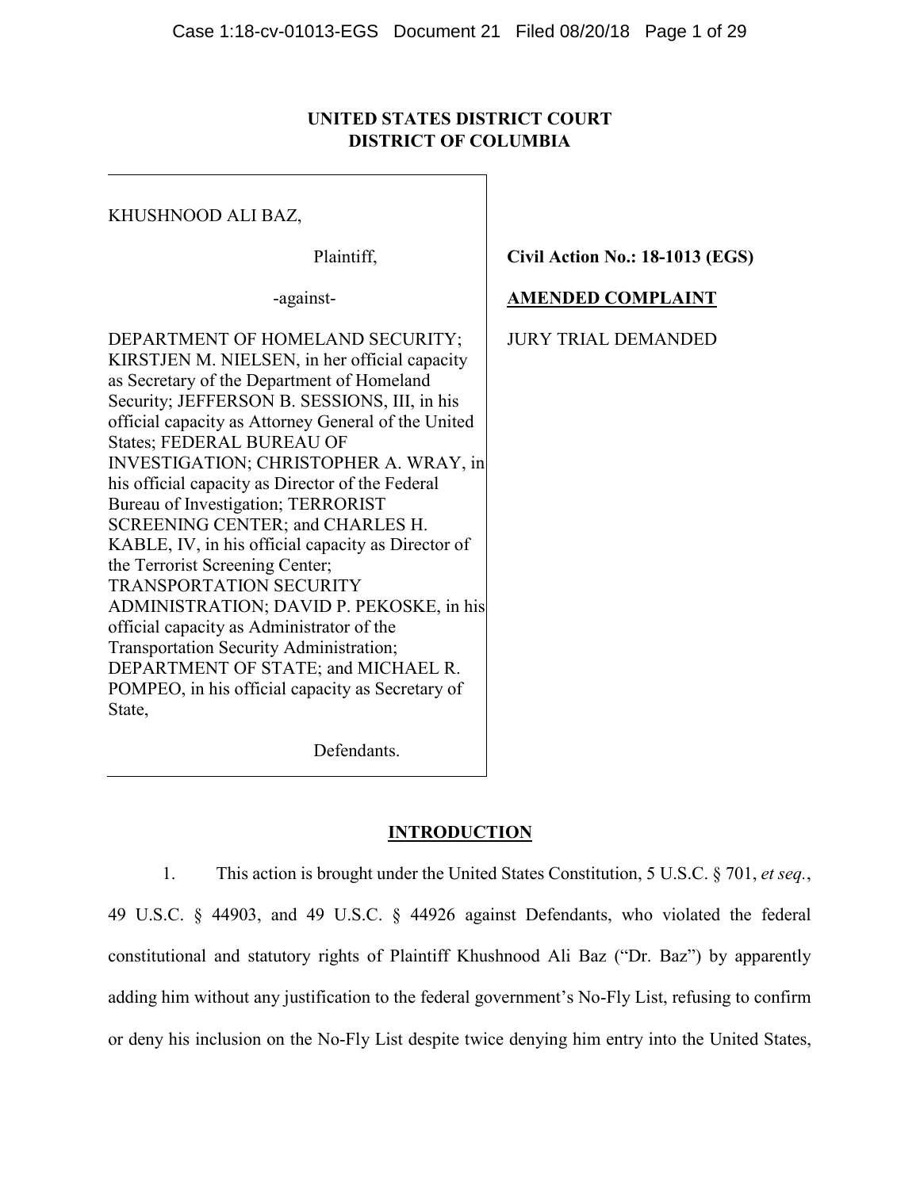**UNITED STATES DISTRICT COURT**
**DISTRICT OF COLUMBIA**

KHUSHNOOD ALI BAZ,

Plaintiff,

-against-

DEPARTMENT OF HOMELAND SECURITY; KIRSTJEN M. NIELSEN, in her official capacity as Secretary of the Department of Homeland Security; JEFFERSON B. SESSIONS, III, in his official capacity as Attorney General of the United States; FEDERAL BUREAU OF INVESTIGATION; CHRISTOPHER A. WRAY, in his official capacity as Director of the Federal Bureau of Investigation; TERRORIST SCREENING CENTER; and CHARLES H. KABLE, IV, in his official capacity as Director of the Terrorist Screening Center; TRANSPORTATION SECURITY ADMINISTRATION; DAVID P. PEKOSKE, in his official capacity as Administrator of the Transportation Security Administration; DEPARTMENT OF STATE; and MICHAEL R. POMPEO, in his official capacity as Secretary of State,

Defendants.

**Civil Action No.: 18-1013 (EGS)**

**AMENDED COMPLAINT**

JURY TRIAL DEMANDED

## INTRODUCTION

1. This action is brought under the United States Constitution, 5 U.S.C. § 701, *et seq.*, 49 U.S.C. § 44903, and 49 U.S.C. § 44926 against Defendants, who violated the federal constitutional and statutory rights of Plaintiff Khushnood Ali Baz ("Dr. Baz") by apparently adding him without any justification to the federal government's No-Fly List, refusing to confirm or deny his inclusion on the No-Fly List despite twice denying him entry into the United States,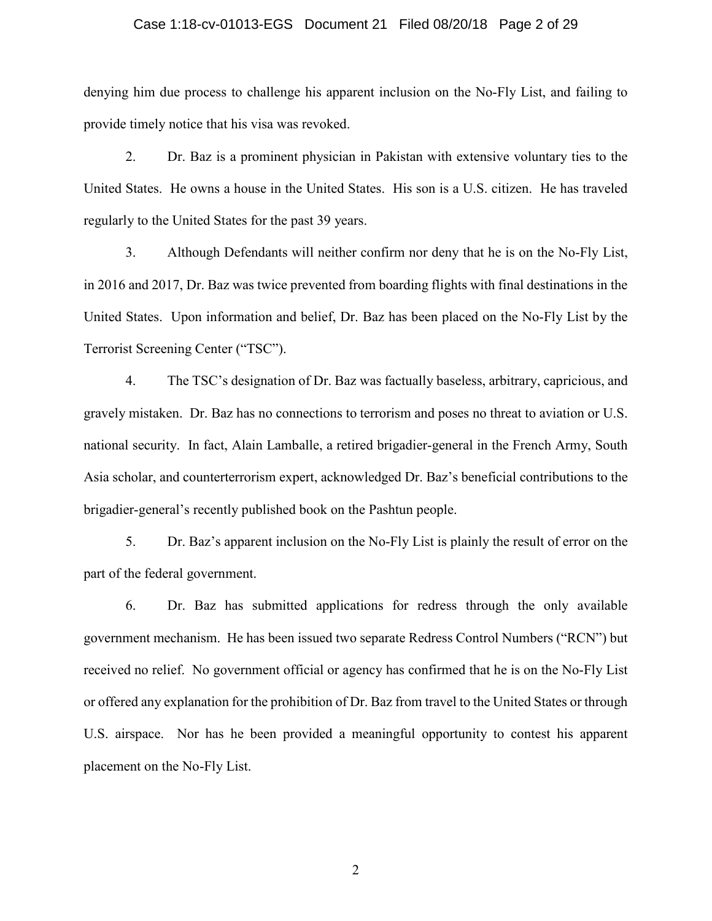denying him due process to challenge his apparent inclusion on the No-Fly List, and failing to provide timely notice that his visa was revoked.

2. Dr. Baz is a prominent physician in Pakistan with extensive voluntary ties to the United States. He owns a house in the United States. His son is a U.S. citizen. He has traveled regularly to the United States for the past 39 years.

3. Although Defendants will neither confirm nor deny that he is on the No-Fly List, in 2016 and 2017, Dr. Baz was twice prevented from boarding flights with final destinations in the United States. Upon information and belief, Dr. Baz has been placed on the No-Fly List by the Terrorist Screening Center ("TSC").

4. The TSC's designation of Dr. Baz was factually baseless, arbitrary, capricious, and gravely mistaken. Dr. Baz has no connections to terrorism and poses no threat to aviation or U.S. national security. In fact, Alain Lamballe, a retired brigadier-general in the French Army, South Asia scholar, and counterterrorism expert, acknowledged Dr. Baz's beneficial contributions to the brigadier-general's recently published book on the Pashtun people.

5. Dr. Baz's apparent inclusion on the No-Fly List is plainly the result of error on the part of the federal government.

6. Dr. Baz has submitted applications for redress through the only available government mechanism. He has been issued two separate Redress Control Numbers ("RCN") but received no relief. No government official or agency has confirmed that he is on the No-Fly List or offered any explanation for the prohibition of Dr. Baz from travel to the United States or through U.S. airspace. Nor has he been provided a meaningful opportunity to contest his apparent placement on the No-Fly List.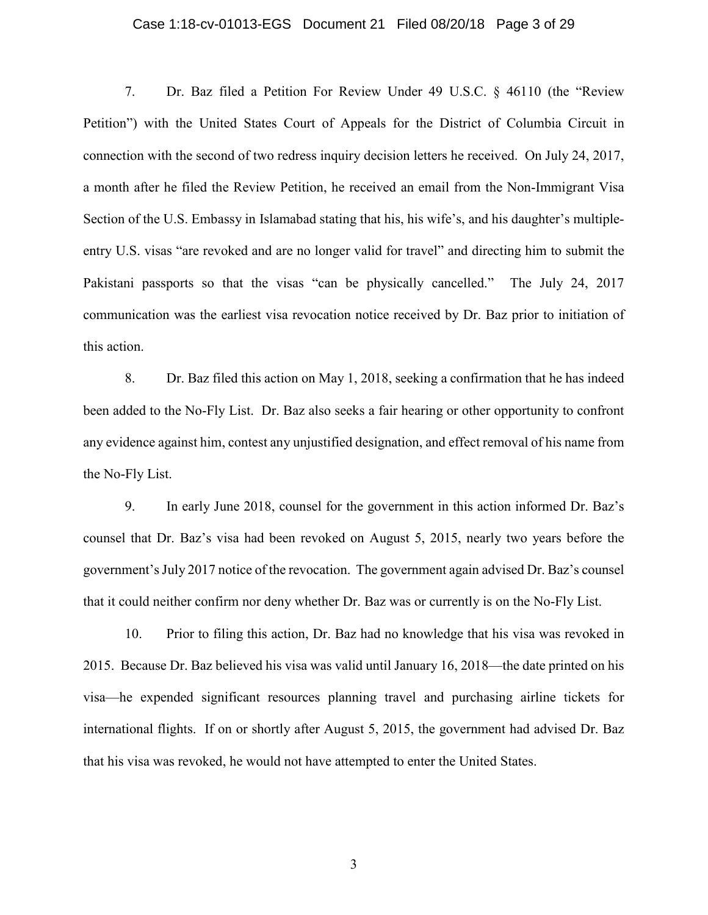7. Dr. Baz filed a Petition For Review Under 49 U.S.C. § 46110 (the "Review Petition") with the United States Court of Appeals for the District of Columbia Circuit in connection with the second of two redress inquiry decision letters he received. On July 24, 2017, a month after he filed the Review Petition, he received an email from the Non-Immigrant Visa Section of the U.S. Embassy in Islamabad stating that his, his wife's, and his daughter's multiple-entry U.S. visas "are revoked and are no longer valid for travel" and directing him to submit the Pakistani passports so that the visas "can be physically cancelled." The July 24, 2017 communication was the earliest visa revocation notice received by Dr. Baz prior to initiation of this action.

8. Dr. Baz filed this action on May 1, 2018, seeking a confirmation that he has indeed been added to the No-Fly List. Dr. Baz also seeks a fair hearing or other opportunity to confront any evidence against him, contest any unjustified designation, and effect removal of his name from the No-Fly List.

9. In early June 2018, counsel for the government in this action informed Dr. Baz's counsel that Dr. Baz's visa had been revoked on August 5, 2015, nearly two years before the government's July 2017 notice of the revocation. The government again advised Dr. Baz's counsel that it could neither confirm nor deny whether Dr. Baz was or currently is on the No-Fly List.

10. Prior to filing this action, Dr. Baz had no knowledge that his visa was revoked in 2015. Because Dr. Baz believed his visa was valid until January 16, 2018—the date printed on his visa—he expended significant resources planning travel and purchasing airline tickets for international flights. If on or shortly after August 5, 2015, the government had advised Dr. Baz that his visa was revoked, he would not have attempted to enter the United States.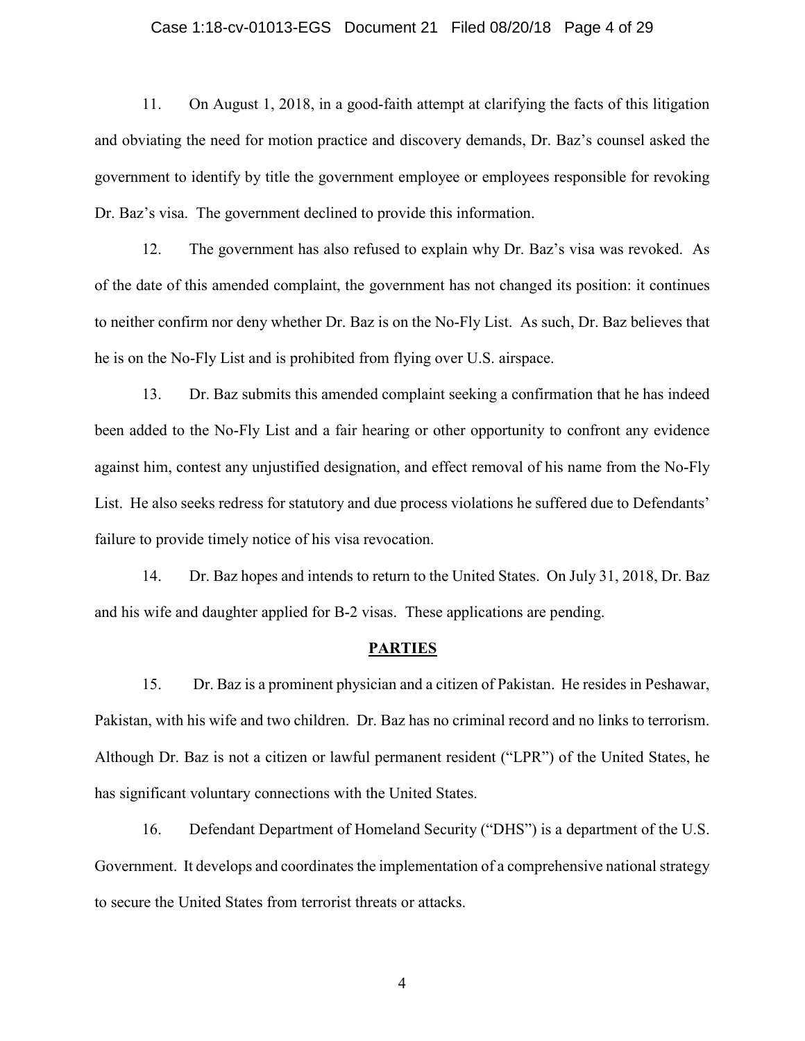11. On August 1, 2018, in a good-faith attempt at clarifying the facts of this litigation and obviating the need for motion practice and discovery demands, Dr. Baz's counsel asked the government to identify by title the government employee or employees responsible for revoking Dr. Baz's visa. The government declined to provide this information.

12. The government has also refused to explain why Dr. Baz's visa was revoked. As of the date of this amended complaint, the government has not changed its position: it continues to neither confirm nor deny whether Dr. Baz is on the No-Fly List. As such, Dr. Baz believes that he is on the No-Fly List and is prohibited from flying over U.S. airspace.

13. Dr. Baz submits this amended complaint seeking a confirmation that he has indeed been added to the No-Fly List and a fair hearing or other opportunity to confront any evidence against him, contest any unjustified designation, and effect removal of his name from the No-Fly List. He also seeks redress for statutory and due process violations he suffered due to Defendants' failure to provide timely notice of his visa revocation.

14. Dr. Baz hopes and intends to return to the United States. On July 31, 2018, Dr. Baz and his wife and daughter applied for B-2 visas. These applications are pending.

## PARTIES

15. Dr. Baz is a prominent physician and a citizen of Pakistan. He resides in Peshawar, Pakistan, with his wife and two children. Dr. Baz has no criminal record and no links to terrorism. Although Dr. Baz is not a citizen or lawful permanent resident ("LPR") of the United States, he has significant voluntary connections with the United States.

16. Defendant Department of Homeland Security ("DHS") is a department of the U.S. Government. It develops and coordinates the implementation of a comprehensive national strategy to secure the United States from terrorist threats or attacks.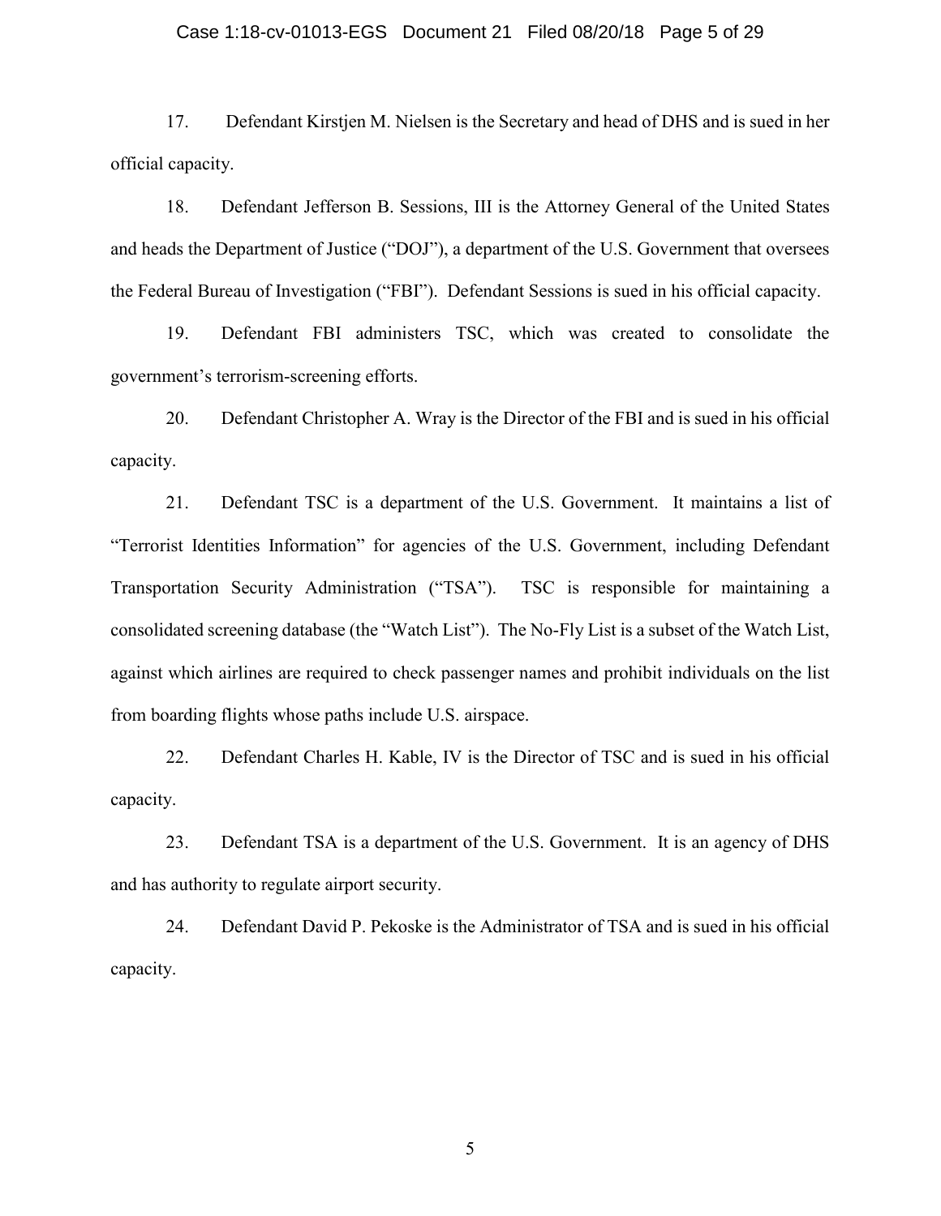17. Defendant Kirstjen M. Nielsen is the Secretary and head of DHS and is sued in her official capacity.

18. Defendant Jefferson B. Sessions, III is the Attorney General of the United States and heads the Department of Justice ("DOJ"), a department of the U.S. Government that oversees the Federal Bureau of Investigation ("FBI"). Defendant Sessions is sued in his official capacity.

19. Defendant FBI administers TSC, which was created to consolidate the government's terrorism-screening efforts.

20. Defendant Christopher A. Wray is the Director of the FBI and is sued in his official capacity.

21. Defendant TSC is a department of the U.S. Government. It maintains a list of "Terrorist Identities Information" for agencies of the U.S. Government, including Defendant Transportation Security Administration ("TSA"). TSC is responsible for maintaining a consolidated screening database (the "Watch List"). The No-Fly List is a subset of the Watch List, against which airlines are required to check passenger names and prohibit individuals on the list from boarding flights whose paths include U.S. airspace.

22. Defendant Charles H. Kable, IV is the Director of TSC and is sued in his official capacity.

23. Defendant TSA is a department of the U.S. Government. It is an agency of DHS and has authority to regulate airport security.

24. Defendant David P. Pekoske is the Administrator of TSA and is sued in his official capacity.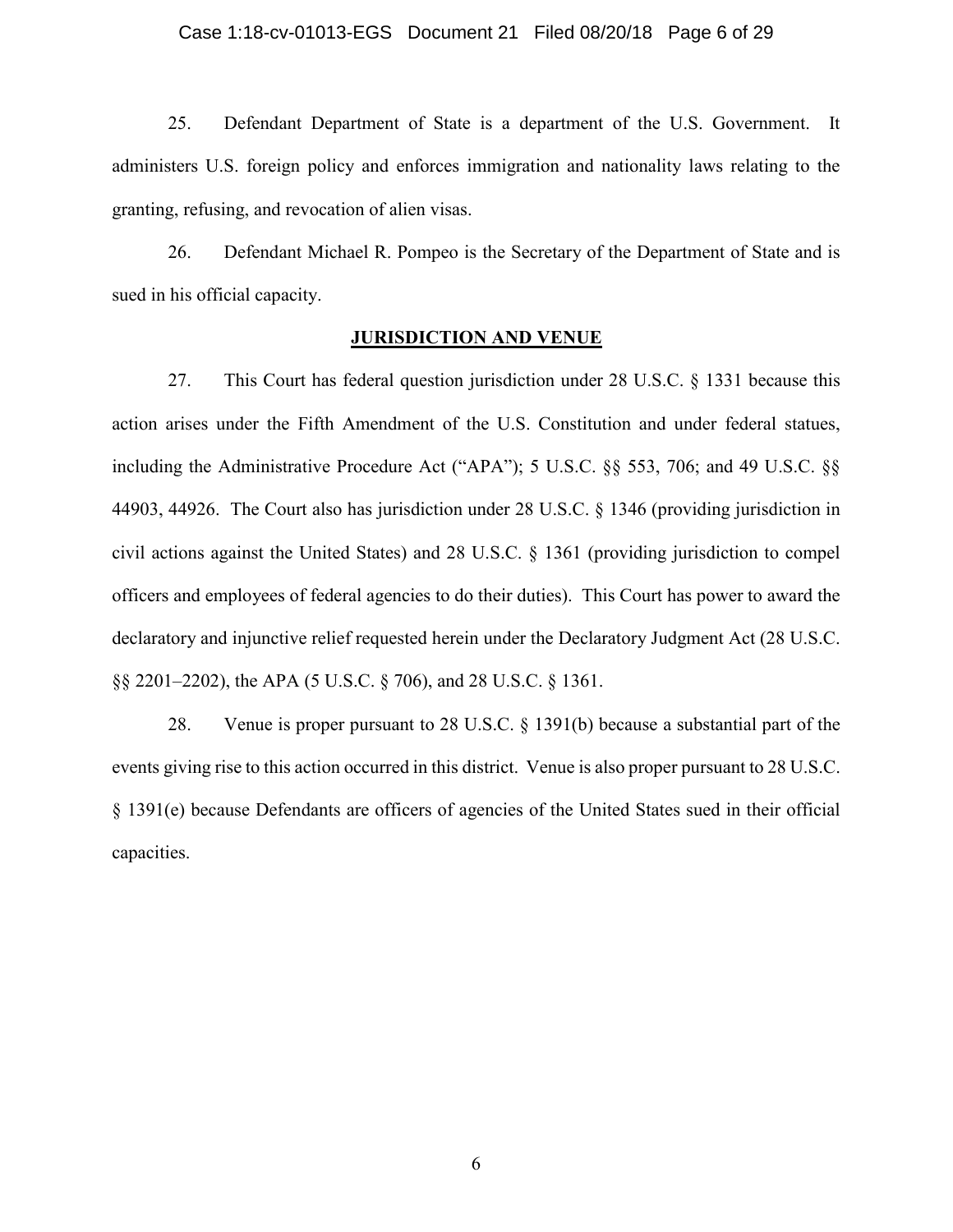25. Defendant Department of State is a department of the U.S. Government. It administers U.S. foreign policy and enforces immigration and nationality laws relating to the granting, refusing, and revocation of alien visas.

26. Defendant Michael R. Pompeo is the Secretary of the Department of State and is sued in his official capacity.

## JURISDICTION AND VENUE

27. This Court has federal question jurisdiction under 28 U.S.C. § 1331 because this action arises under the Fifth Amendment of the U.S. Constitution and under federal statues, including the Administrative Procedure Act ("APA"); 5 U.S.C. §§ 553, 706; and 49 U.S.C. §§ 44903, 44926. The Court also has jurisdiction under 28 U.S.C. § 1346 (providing jurisdiction in civil actions against the United States) and 28 U.S.C. § 1361 (providing jurisdiction to compel officers and employees of federal agencies to do their duties). This Court has power to award the declaratory and injunctive relief requested herein under the Declaratory Judgment Act (28 U.S.C. §§ 2201–2202), the APA (5 U.S.C. § 706), and 28 U.S.C. § 1361.

28. Venue is proper pursuant to 28 U.S.C. § 1391(b) because a substantial part of the events giving rise to this action occurred in this district. Venue is also proper pursuant to 28 U.S.C. § 1391(e) because Defendants are officers of agencies of the United States sued in their official capacities.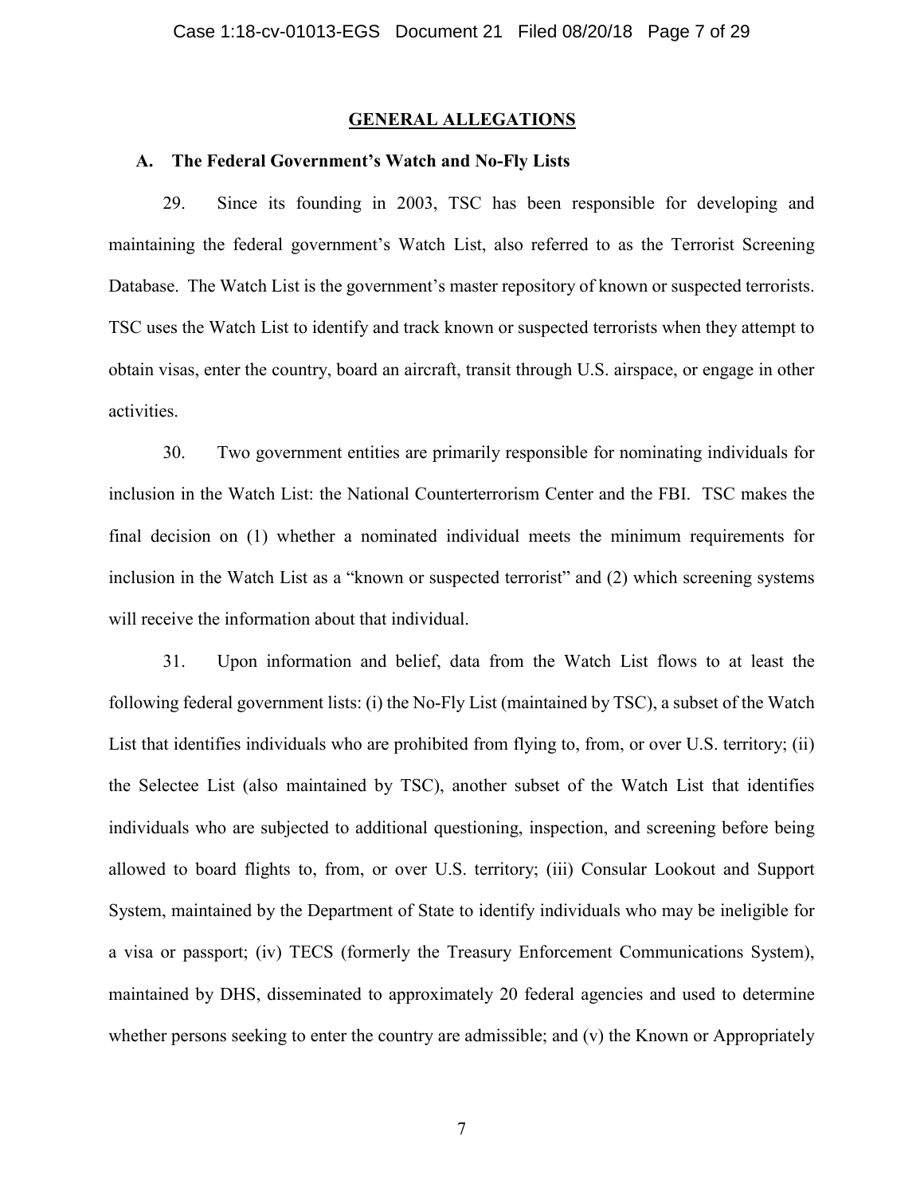## GENERAL ALLEGATIONS

### A. The Federal Government's Watch and No-Fly Lists

29. Since its founding in 2003, TSC has been responsible for developing and maintaining the federal government's Watch List, also referred to as the Terrorist Screening Database. The Watch List is the government's master repository of known or suspected terrorists. TSC uses the Watch List to identify and track known or suspected terrorists when they attempt to obtain visas, enter the country, board an aircraft, transit through U.S. airspace, or engage in other activities.

30. Two government entities are primarily responsible for nominating individuals for inclusion in the Watch List: the National Counterterrorism Center and the FBI. TSC makes the final decision on (1) whether a nominated individual meets the minimum requirements for inclusion in the Watch List as a "known or suspected terrorist" and (2) which screening systems will receive the information about that individual.

31. Upon information and belief, data from the Watch List flows to at least the following federal government lists: (i) the No-Fly List (maintained by TSC), a subset of the Watch List that identifies individuals who are prohibited from flying to, from, or over U.S. territory; (ii) the Selectee List (also maintained by TSC), another subset of the Watch List that identifies individuals who are subjected to additional questioning, inspection, and screening before being allowed to board flights to, from, or over U.S. territory; (iii) Consular Lookout and Support System, maintained by the Department of State to identify individuals who may be ineligible for a visa or passport; (iv) TECS (formerly the Treasury Enforcement Communications System), maintained by DHS, disseminated to approximately 20 federal agencies and used to determine whether persons seeking to enter the country are admissible; and (v) the Known or Appropriately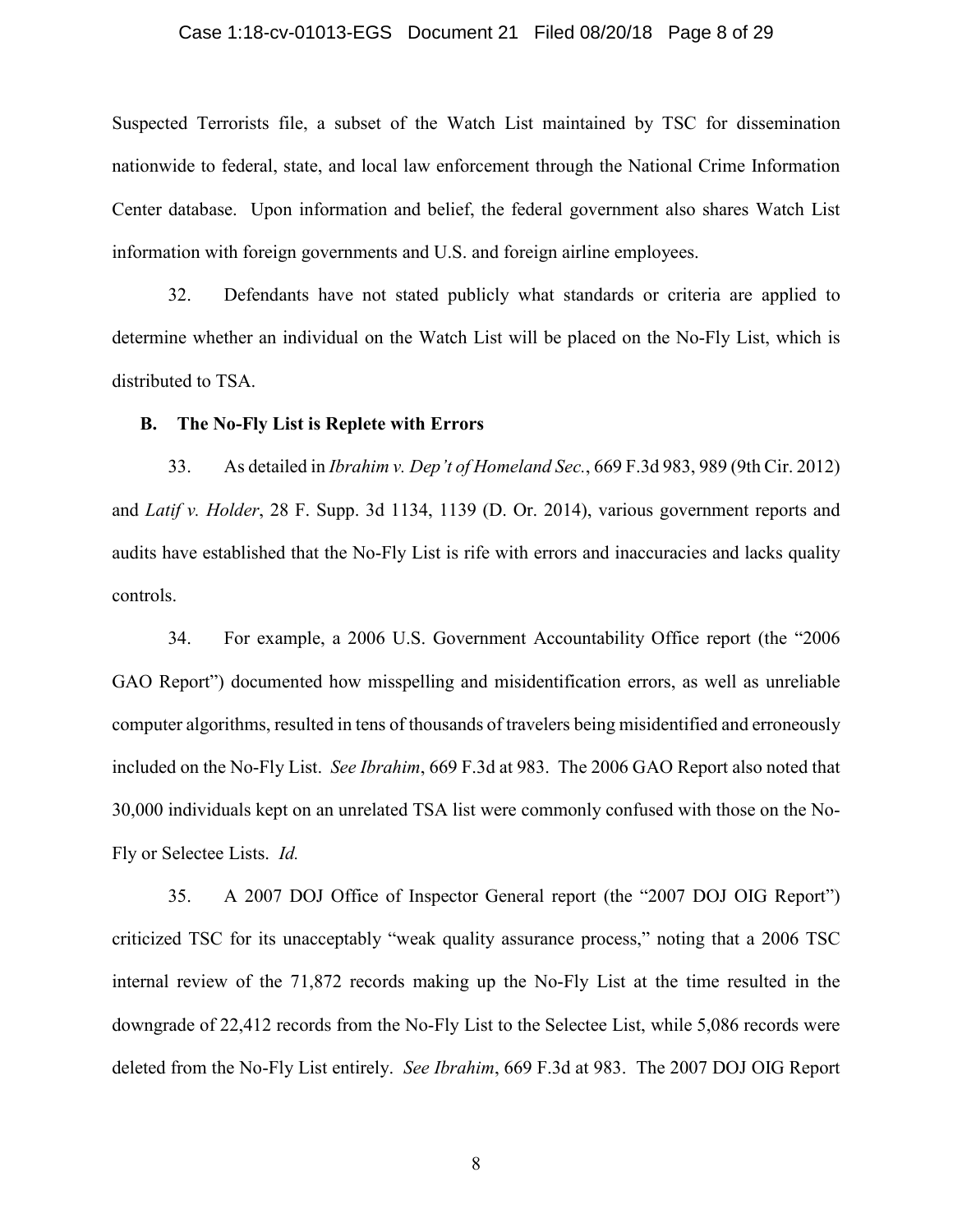Suspected Terrorists file, a subset of the Watch List maintained by TSC for dissemination nationwide to federal, state, and local law enforcement through the National Crime Information Center database. Upon information and belief, the federal government also shares Watch List information with foreign governments and U.S. and foreign airline employees.

32. Defendants have not stated publicly what standards or criteria are applied to determine whether an individual on the Watch List will be placed on the No-Fly List, which is distributed to TSA.

**B. The No-Fly List is Replete with Errors**

33. As detailed in *Ibrahim v. Dep't of Homeland Sec.*, 669 F.3d 983, 989 (9th Cir. 2012) and *Latif v. Holder*, 28 F. Supp. 3d 1134, 1139 (D. Or. 2014), various government reports and audits have established that the No-Fly List is rife with errors and inaccuracies and lacks quality controls.

34. For example, a 2006 U.S. Government Accountability Office report (the "2006 GAO Report") documented how misspelling and misidentification errors, as well as unreliable computer algorithms, resulted in tens of thousands of travelers being misidentified and erroneously included on the No-Fly List. *See Ibrahim*, 669 F.3d at 983. The 2006 GAO Report also noted that 30,000 individuals kept on an unrelated TSA list were commonly confused with those on the No-Fly or Selectee Lists. *Id.*

35. A 2007 DOJ Office of Inspector General report (the "2007 DOJ OIG Report") criticized TSC for its unacceptably "weak quality assurance process," noting that a 2006 TSC internal review of the 71,872 records making up the No-Fly List at the time resulted in the downgrade of 22,412 records from the No-Fly List to the Selectee List, while 5,086 records were deleted from the No-Fly List entirely. *See Ibrahim*, 669 F.3d at 983. The 2007 DOJ OIG Report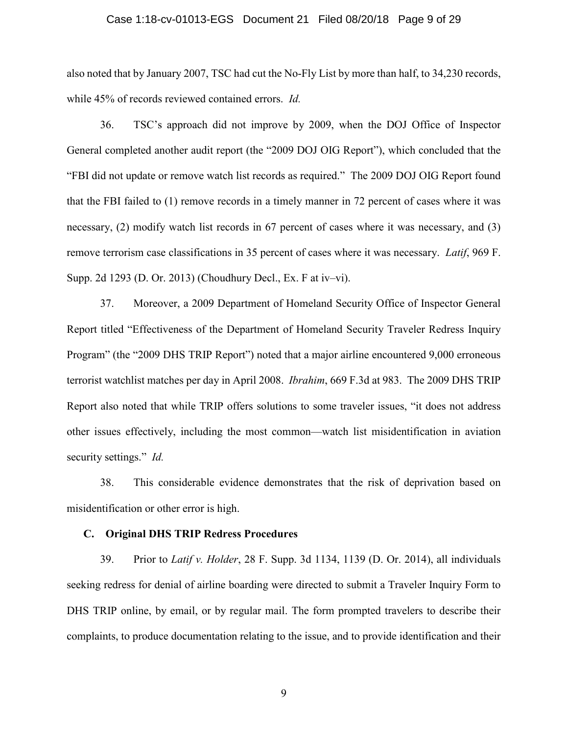also noted that by January 2007, TSC had cut the No-Fly List by more than half, to 34,230 records, while 45% of records reviewed contained errors. *Id.*

36. TSC's approach did not improve by 2009, when the DOJ Office of Inspector General completed another audit report (the "2009 DOJ OIG Report"), which concluded that the "FBI did not update or remove watch list records as required." The 2009 DOJ OIG Report found that the FBI failed to (1) remove records in a timely manner in 72 percent of cases where it was necessary, (2) modify watch list records in 67 percent of cases where it was necessary, and (3) remove terrorism case classifications in 35 percent of cases where it was necessary. *Latif*, 969 F. Supp. 2d 1293 (D. Or. 2013) (Choudhury Decl., Ex. F at iv–vi).

37. Moreover, a 2009 Department of Homeland Security Office of Inspector General Report titled "Effectiveness of the Department of Homeland Security Traveler Redress Inquiry Program" (the "2009 DHS TRIP Report") noted that a major airline encountered 9,000 erroneous terrorist watchlist matches per day in April 2008. *Ibrahim*, 669 F.3d at 983. The 2009 DHS TRIP Report also noted that while TRIP offers solutions to some traveler issues, "it does not address other issues effectively, including the most common—watch list misidentification in aviation security settings." *Id.*

38. This considerable evidence demonstrates that the risk of deprivation based on misidentification or other error is high.

### C. Original DHS TRIP Redress Procedures

39. Prior to *Latif v. Holder*, 28 F. Supp. 3d 1134, 1139 (D. Or. 2014), all individuals seeking redress for denial of airline boarding were directed to submit a Traveler Inquiry Form to DHS TRIP online, by email, or by regular mail. The form prompted travelers to describe their complaints, to produce documentation relating to the issue, and to provide identification and their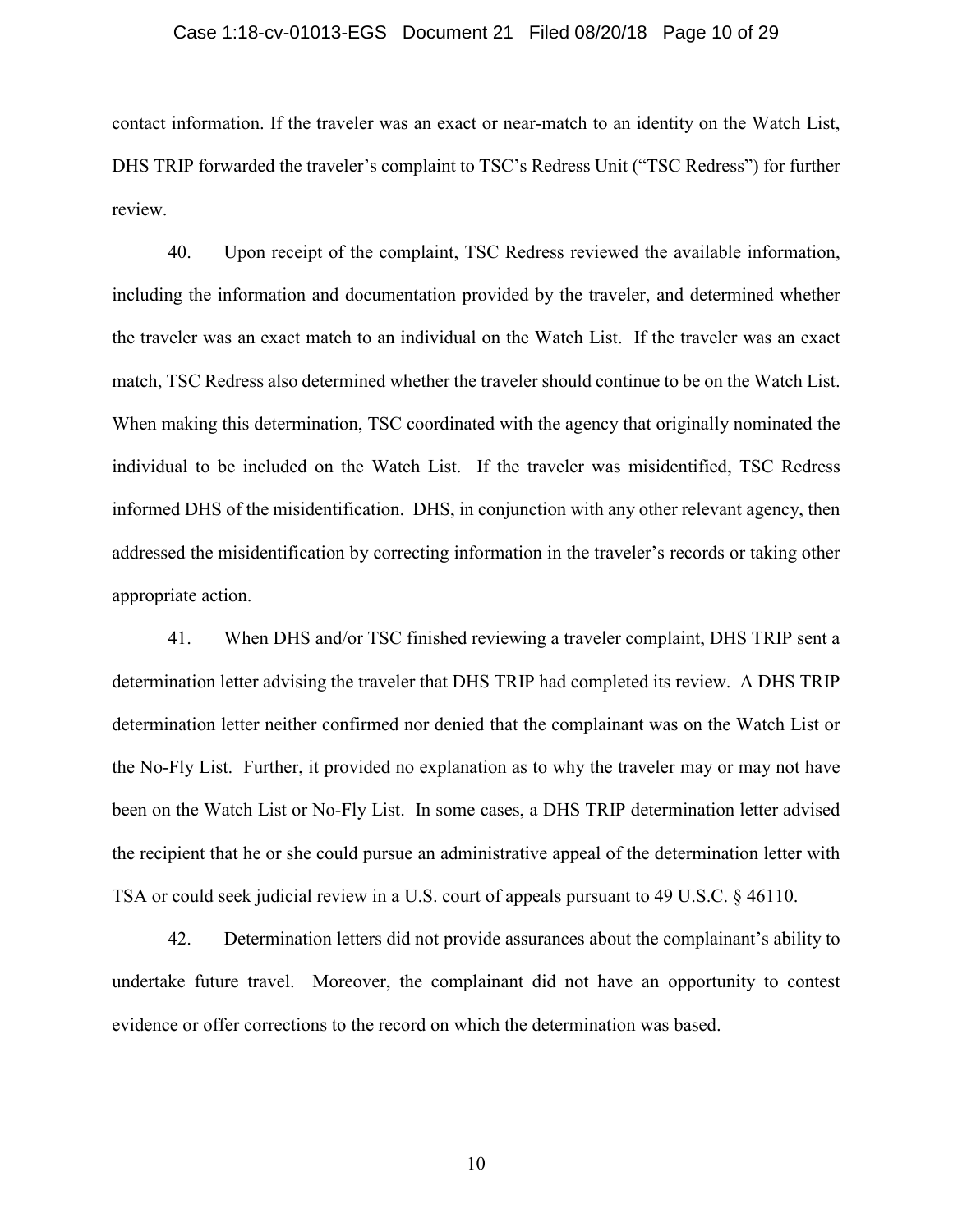contact information. If the traveler was an exact or near-match to an identity on the Watch List, DHS TRIP forwarded the traveler's complaint to TSC's Redress Unit ("TSC Redress") for further review.

40. Upon receipt of the complaint, TSC Redress reviewed the available information, including the information and documentation provided by the traveler, and determined whether the traveler was an exact match to an individual on the Watch List. If the traveler was an exact match, TSC Redress also determined whether the traveler should continue to be on the Watch List. When making this determination, TSC coordinated with the agency that originally nominated the individual to be included on the Watch List. If the traveler was misidentified, TSC Redress informed DHS of the misidentification. DHS, in conjunction with any other relevant agency, then addressed the misidentification by correcting information in the traveler's records or taking other appropriate action.

41. When DHS and/or TSC finished reviewing a traveler complaint, DHS TRIP sent a determination letter advising the traveler that DHS TRIP had completed its review. A DHS TRIP determination letter neither confirmed nor denied that the complainant was on the Watch List or the No-Fly List. Further, it provided no explanation as to why the traveler may or may not have been on the Watch List or No-Fly List. In some cases, a DHS TRIP determination letter advised the recipient that he or she could pursue an administrative appeal of the determination letter with TSA or could seek judicial review in a U.S. court of appeals pursuant to 49 U.S.C. § 46110.

42. Determination letters did not provide assurances about the complainant's ability to undertake future travel. Moreover, the complainant did not have an opportunity to contest evidence or offer corrections to the record on which the determination was based.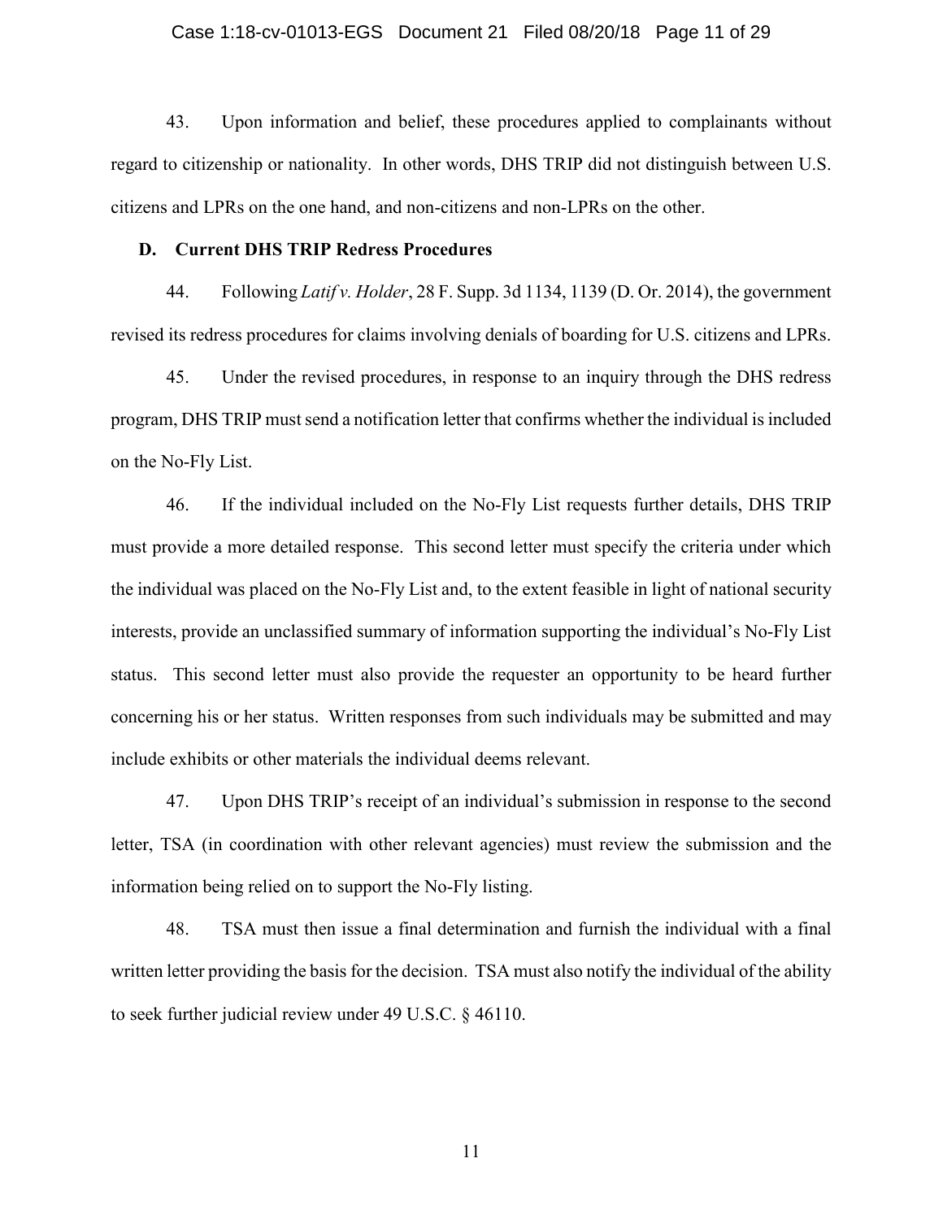43. Upon information and belief, these procedures applied to complainants without regard to citizenship or nationality. In other words, DHS TRIP did not distinguish between U.S. citizens and LPRs on the one hand, and non-citizens and non-LPRs on the other.

### D. Current DHS TRIP Redress Procedures

44. Following *Latif v. Holder*, 28 F. Supp. 3d 1134, 1139 (D. Or. 2014), the government revised its redress procedures for claims involving denials of boarding for U.S. citizens and LPRs.

45. Under the revised procedures, in response to an inquiry through the DHS redress program, DHS TRIP must send a notification letter that confirms whether the individual is included on the No-Fly List.

46. If the individual included on the No-Fly List requests further details, DHS TRIP must provide a more detailed response. This second letter must specify the criteria under which the individual was placed on the No-Fly List and, to the extent feasible in light of national security interests, provide an unclassified summary of information supporting the individual's No-Fly List status. This second letter must also provide the requester an opportunity to be heard further concerning his or her status. Written responses from such individuals may be submitted and may include exhibits or other materials the individual deems relevant.

47. Upon DHS TRIP's receipt of an individual's submission in response to the second letter, TSA (in coordination with other relevant agencies) must review the submission and the information being relied on to support the No-Fly listing.

48. TSA must then issue a final determination and furnish the individual with a final written letter providing the basis for the decision. TSA must also notify the individual of the ability to seek further judicial review under 49 U.S.C. § 46110.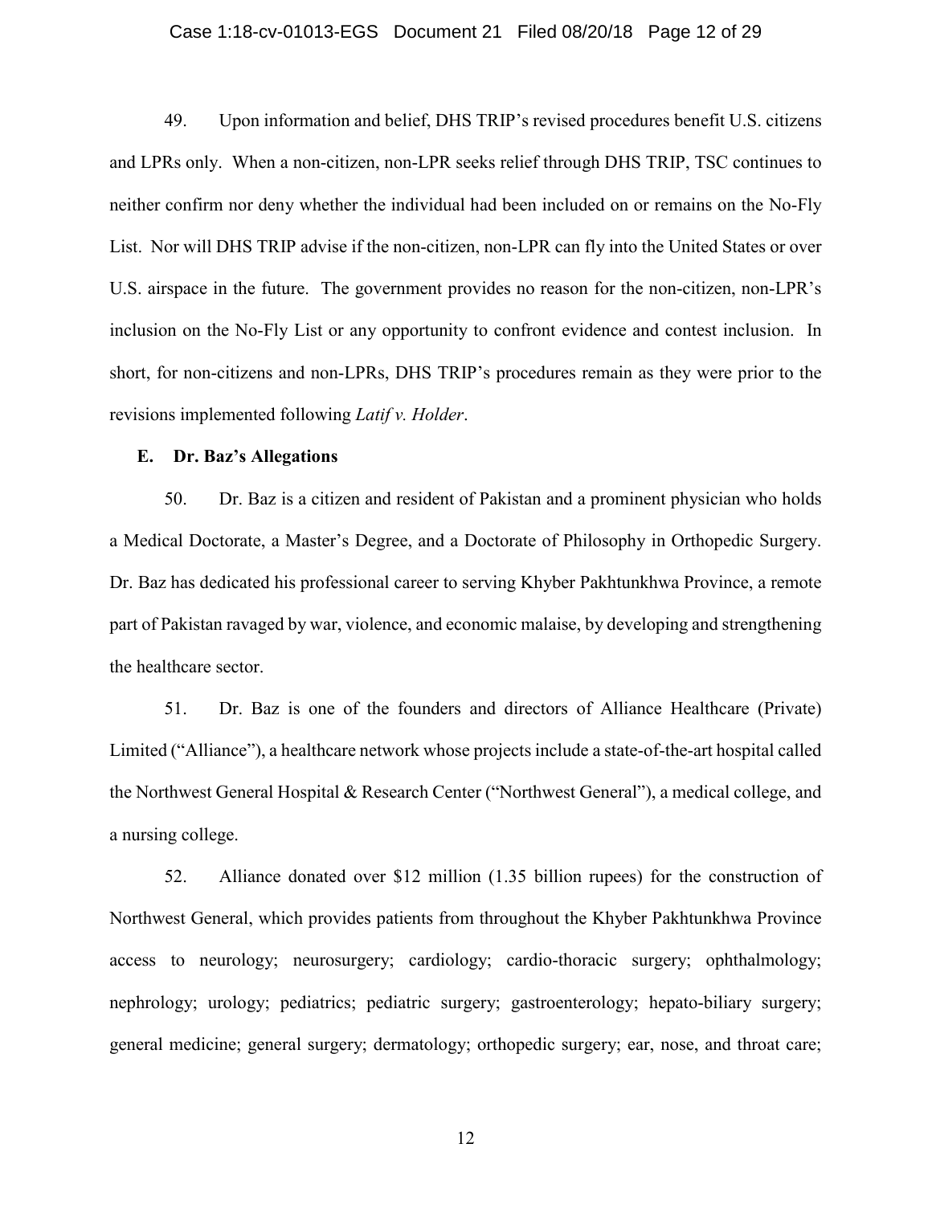49. Upon information and belief, DHS TRIP's revised procedures benefit U.S. citizens and LPRs only. When a non-citizen, non-LPR seeks relief through DHS TRIP, TSC continues to neither confirm nor deny whether the individual had been included on or remains on the No-Fly List. Nor will DHS TRIP advise if the non-citizen, non-LPR can fly into the United States or over U.S. airspace in the future. The government provides no reason for the non-citizen, non-LPR's inclusion on the No-Fly List or any opportunity to confront evidence and contest inclusion. In short, for non-citizens and non-LPRs, DHS TRIP's procedures remain as they were prior to the revisions implemented following *Latif v. Holder*.

### E. Dr. Baz's Allegations

50. Dr. Baz is a citizen and resident of Pakistan and a prominent physician who holds a Medical Doctorate, a Master's Degree, and a Doctorate of Philosophy in Orthopedic Surgery. Dr. Baz has dedicated his professional career to serving Khyber Pakhtunkhwa Province, a remote part of Pakistan ravaged by war, violence, and economic malaise, by developing and strengthening the healthcare sector.

51. Dr. Baz is one of the founders and directors of Alliance Healthcare (Private) Limited ("Alliance"), a healthcare network whose projects include a state-of-the-art hospital called the Northwest General Hospital & Research Center ("Northwest General"), a medical college, and a nursing college.

52. Alliance donated over $12 million (1.35 billion rupees) for the construction of Northwest General, which provides patients from throughout the Khyber Pakhtunkhwa Province access to neurology; neurosurgery; cardiology; cardio-thoracic surgery; ophthalmology; nephrology; urology; pediatrics; pediatric surgery; gastroenterology; hepato-biliary surgery; general medicine; general surgery; dermatology; orthopedic surgery; ear, nose, and throat care;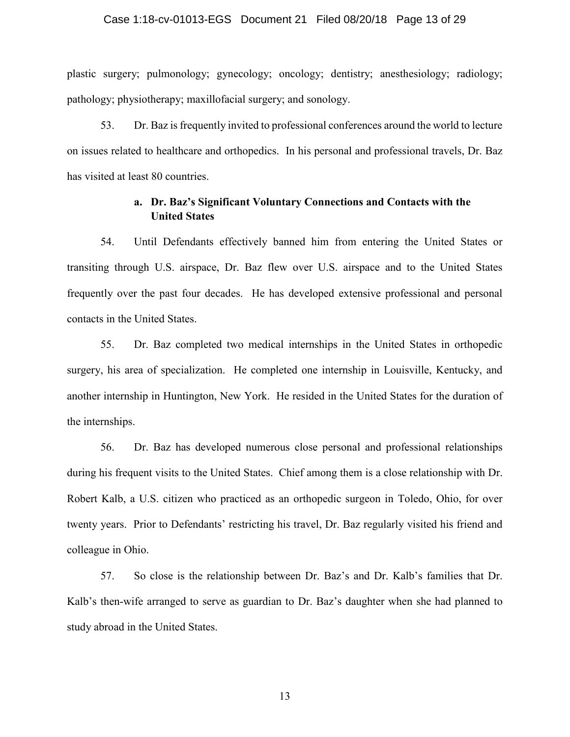plastic surgery; pulmonology; gynecology; oncology; dentistry; anesthesiology; radiology; pathology; physiotherapy; maxillofacial surgery; and sonology.

53. Dr. Baz is frequently invited to professional conferences around the world to lecture on issues related to healthcare and orthopedics. In his personal and professional travels, Dr. Baz has visited at least 80 countries.

### a. Dr. Baz's Significant Voluntary Connections and Contacts with the United States

54. Until Defendants effectively banned him from entering the United States or transiting through U.S. airspace, Dr. Baz flew over U.S. airspace and to the United States frequently over the past four decades. He has developed extensive professional and personal contacts in the United States.

55. Dr. Baz completed two medical internships in the United States in orthopedic surgery, his area of specialization. He completed one internship in Louisville, Kentucky, and another internship in Huntington, New York. He resided in the United States for the duration of the internships.

56. Dr. Baz has developed numerous close personal and professional relationships during his frequent visits to the United States. Chief among them is a close relationship with Dr. Robert Kalb, a U.S. citizen who practiced as an orthopedic surgeon in Toledo, Ohio, for over twenty years. Prior to Defendants' restricting his travel, Dr. Baz regularly visited his friend and colleague in Ohio.

57. So close is the relationship between Dr. Baz's and Dr. Kalb's families that Dr. Kalb's then-wife arranged to serve as guardian to Dr. Baz's daughter when she had planned to study abroad in the United States.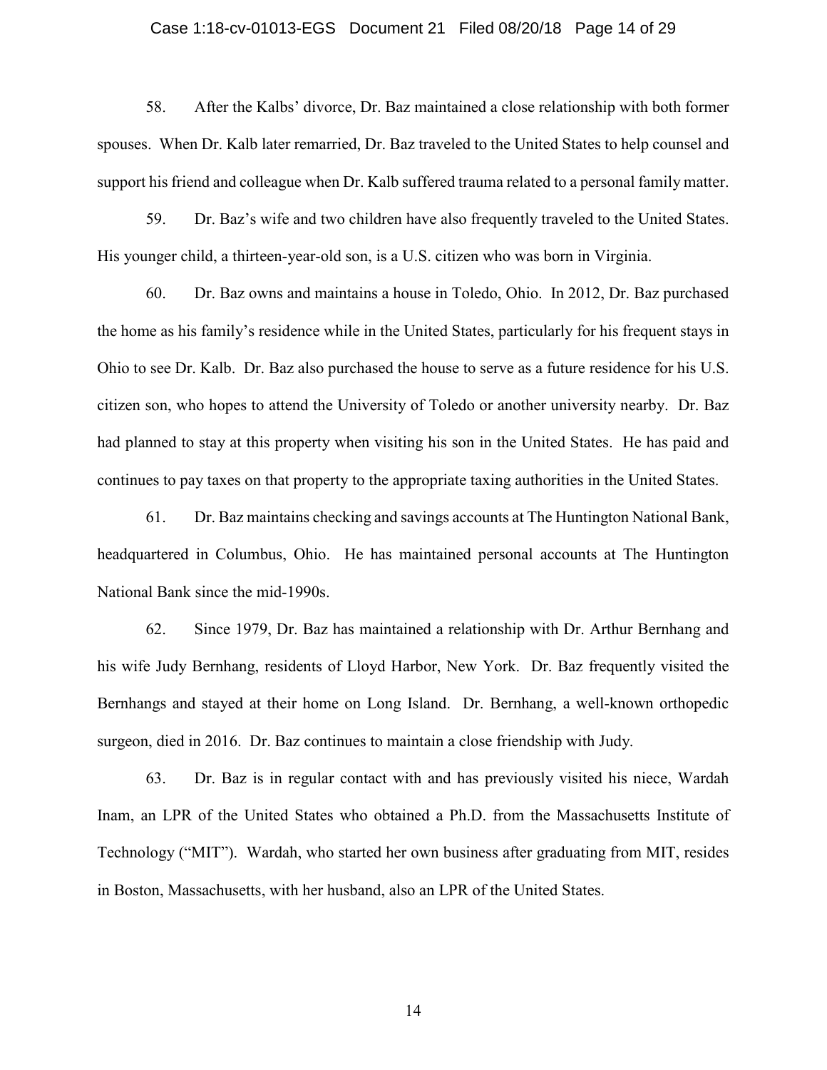58. After the Kalbs' divorce, Dr. Baz maintained a close relationship with both former spouses. When Dr. Kalb later remarried, Dr. Baz traveled to the United States to help counsel and support his friend and colleague when Dr. Kalb suffered trauma related to a personal family matter.

59. Dr. Baz's wife and two children have also frequently traveled to the United States. His younger child, a thirteen-year-old son, is a U.S. citizen who was born in Virginia.

60. Dr. Baz owns and maintains a house in Toledo, Ohio. In 2012, Dr. Baz purchased the home as his family's residence while in the United States, particularly for his frequent stays in Ohio to see Dr. Kalb. Dr. Baz also purchased the house to serve as a future residence for his U.S. citizen son, who hopes to attend the University of Toledo or another university nearby. Dr. Baz had planned to stay at this property when visiting his son in the United States. He has paid and continues to pay taxes on that property to the appropriate taxing authorities in the United States.

61. Dr. Baz maintains checking and savings accounts at The Huntington National Bank, headquartered in Columbus, Ohio. He has maintained personal accounts at The Huntington National Bank since the mid-1990s.

62. Since 1979, Dr. Baz has maintained a relationship with Dr. Arthur Bernhang and his wife Judy Bernhang, residents of Lloyd Harbor, New York. Dr. Baz frequently visited the Bernhangs and stayed at their home on Long Island. Dr. Bernhang, a well-known orthopedic surgeon, died in 2016. Dr. Baz continues to maintain a close friendship with Judy.

63. Dr. Baz is in regular contact with and has previously visited his niece, Wardah Inam, an LPR of the United States who obtained a Ph.D. from the Massachusetts Institute of Technology ("MIT"). Wardah, who started her own business after graduating from MIT, resides in Boston, Massachusetts, with her husband, also an LPR of the United States.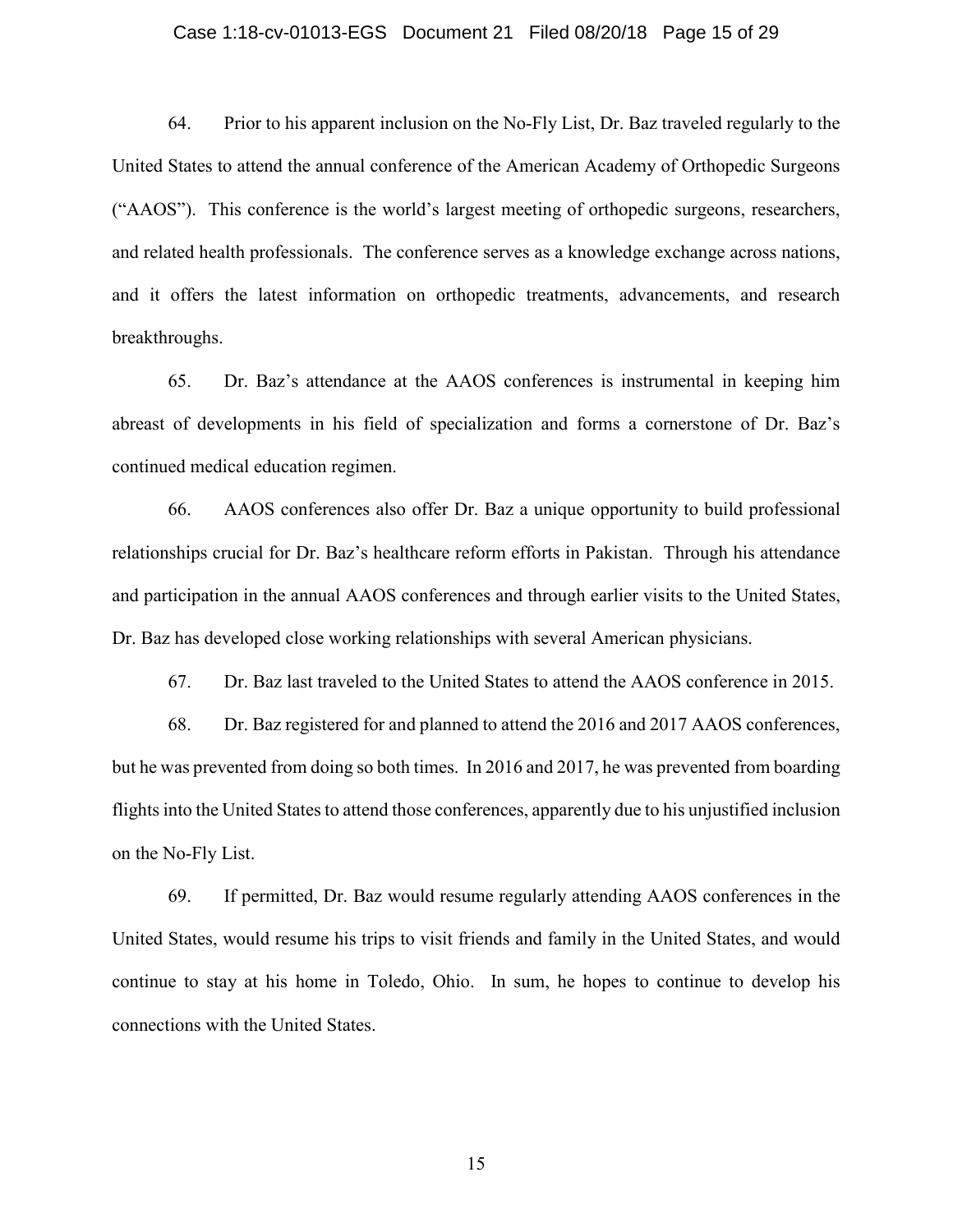64. Prior to his apparent inclusion on the No-Fly List, Dr. Baz traveled regularly to the United States to attend the annual conference of the American Academy of Orthopedic Surgeons ("AAOS"). This conference is the world's largest meeting of orthopedic surgeons, researchers, and related health professionals. The conference serves as a knowledge exchange across nations, and it offers the latest information on orthopedic treatments, advancements, and research breakthroughs.

65. Dr. Baz's attendance at the AAOS conferences is instrumental in keeping him abreast of developments in his field of specialization and forms a cornerstone of Dr. Baz's continued medical education regimen.

66. AAOS conferences also offer Dr. Baz a unique opportunity to build professional relationships crucial for Dr. Baz's healthcare reform efforts in Pakistan. Through his attendance and participation in the annual AAOS conferences and through earlier visits to the United States, Dr. Baz has developed close working relationships with several American physicians.

67. Dr. Baz last traveled to the United States to attend the AAOS conference in 2015.

68. Dr. Baz registered for and planned to attend the 2016 and 2017 AAOS conferences, but he was prevented from doing so both times. In 2016 and 2017, he was prevented from boarding flights into the United States to attend those conferences, apparently due to his unjustified inclusion on the No-Fly List.

69. If permitted, Dr. Baz would resume regularly attending AAOS conferences in the United States, would resume his trips to visit friends and family in the United States, and would continue to stay at his home in Toledo, Ohio. In sum, he hopes to continue to develop his connections with the United States.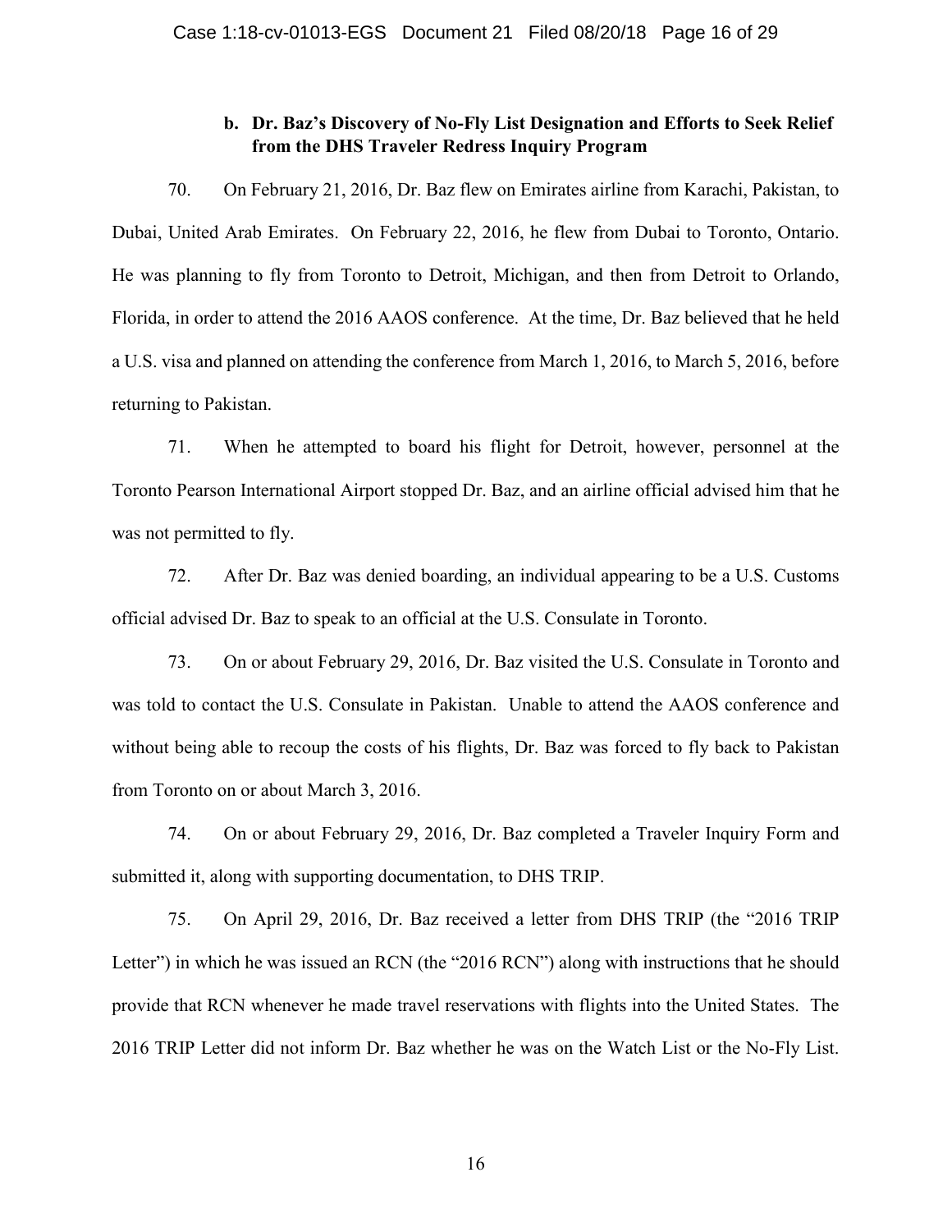### b. Dr. Baz's Discovery of No-Fly List Designation and Efforts to Seek Relief from the DHS Traveler Redress Inquiry Program

70. On February 21, 2016, Dr. Baz flew on Emirates airline from Karachi, Pakistan, to Dubai, United Arab Emirates. On February 22, 2016, he flew from Dubai to Toronto, Ontario. He was planning to fly from Toronto to Detroit, Michigan, and then from Detroit to Orlando, Florida, in order to attend the 2016 AAOS conference. At the time, Dr. Baz believed that he held a U.S. visa and planned on attending the conference from March 1, 2016, to March 5, 2016, before returning to Pakistan.

71. When he attempted to board his flight for Detroit, however, personnel at the Toronto Pearson International Airport stopped Dr. Baz, and an airline official advised him that he was not permitted to fly.

72. After Dr. Baz was denied boarding, an individual appearing to be a U.S. Customs official advised Dr. Baz to speak to an official at the U.S. Consulate in Toronto.

73. On or about February 29, 2016, Dr. Baz visited the U.S. Consulate in Toronto and was told to contact the U.S. Consulate in Pakistan. Unable to attend the AAOS conference and without being able to recoup the costs of his flights, Dr. Baz was forced to fly back to Pakistan from Toronto on or about March 3, 2016.

74. On or about February 29, 2016, Dr. Baz completed a Traveler Inquiry Form and submitted it, along with supporting documentation, to DHS TRIP.

75. On April 29, 2016, Dr. Baz received a letter from DHS TRIP (the "2016 TRIP Letter") in which he was issued an RCN (the "2016 RCN") along with instructions that he should provide that RCN whenever he made travel reservations with flights into the United States. The 2016 TRIP Letter did not inform Dr. Baz whether he was on the Watch List or the No-Fly List.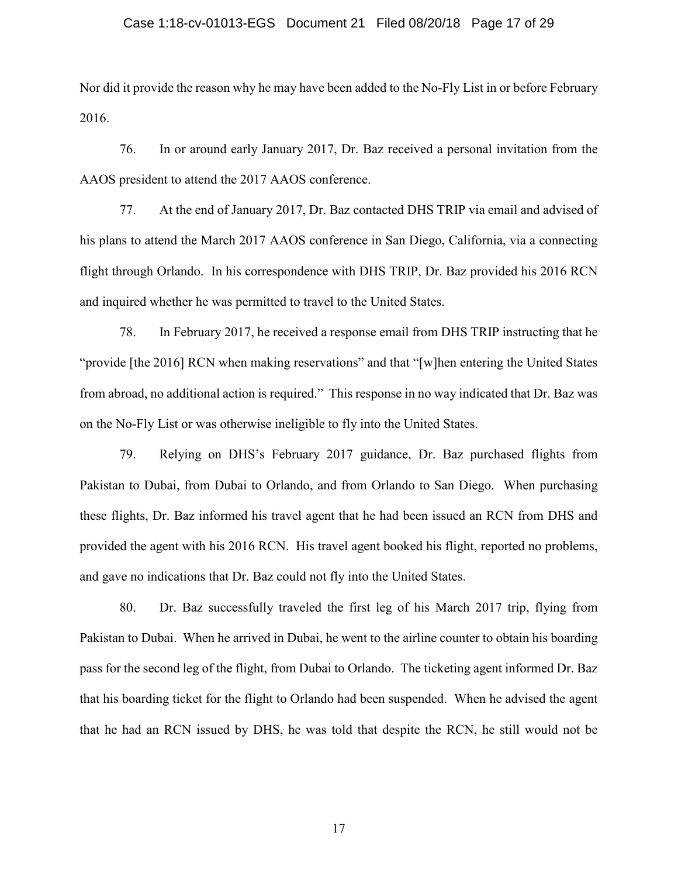Nor did it provide the reason why he may have been added to the No-Fly List in or before February 2016.

76. In or around early January 2017, Dr. Baz received a personal invitation from the AAOS president to attend the 2017 AAOS conference.

77. At the end of January 2017, Dr. Baz contacted DHS TRIP via email and advised of his plans to attend the March 2017 AAOS conference in San Diego, California, via a connecting flight through Orlando. In his correspondence with DHS TRIP, Dr. Baz provided his 2016 RCN and inquired whether he was permitted to travel to the United States.

78. In February 2017, he received a response email from DHS TRIP instructing that he "provide [the 2016] RCN when making reservations" and that "[w]hen entering the United States from abroad, no additional action is required." This response in no way indicated that Dr. Baz was on the No-Fly List or was otherwise ineligible to fly into the United States.

79. Relying on DHS's February 2017 guidance, Dr. Baz purchased flights from Pakistan to Dubai, from Dubai to Orlando, and from Orlando to San Diego. When purchasing these flights, Dr. Baz informed his travel agent that he had been issued an RCN from DHS and provided the agent with his 2016 RCN. His travel agent booked his flight, reported no problems, and gave no indications that Dr. Baz could not fly into the United States.

80. Dr. Baz successfully traveled the first leg of his March 2017 trip, flying from Pakistan to Dubai. When he arrived in Dubai, he went to the airline counter to obtain his boarding pass for the second leg of the flight, from Dubai to Orlando. The ticketing agent informed Dr. Baz that his boarding ticket for the flight to Orlando had been suspended. When he advised the agent that he had an RCN issued by DHS, he was told that despite the RCN, he still would not be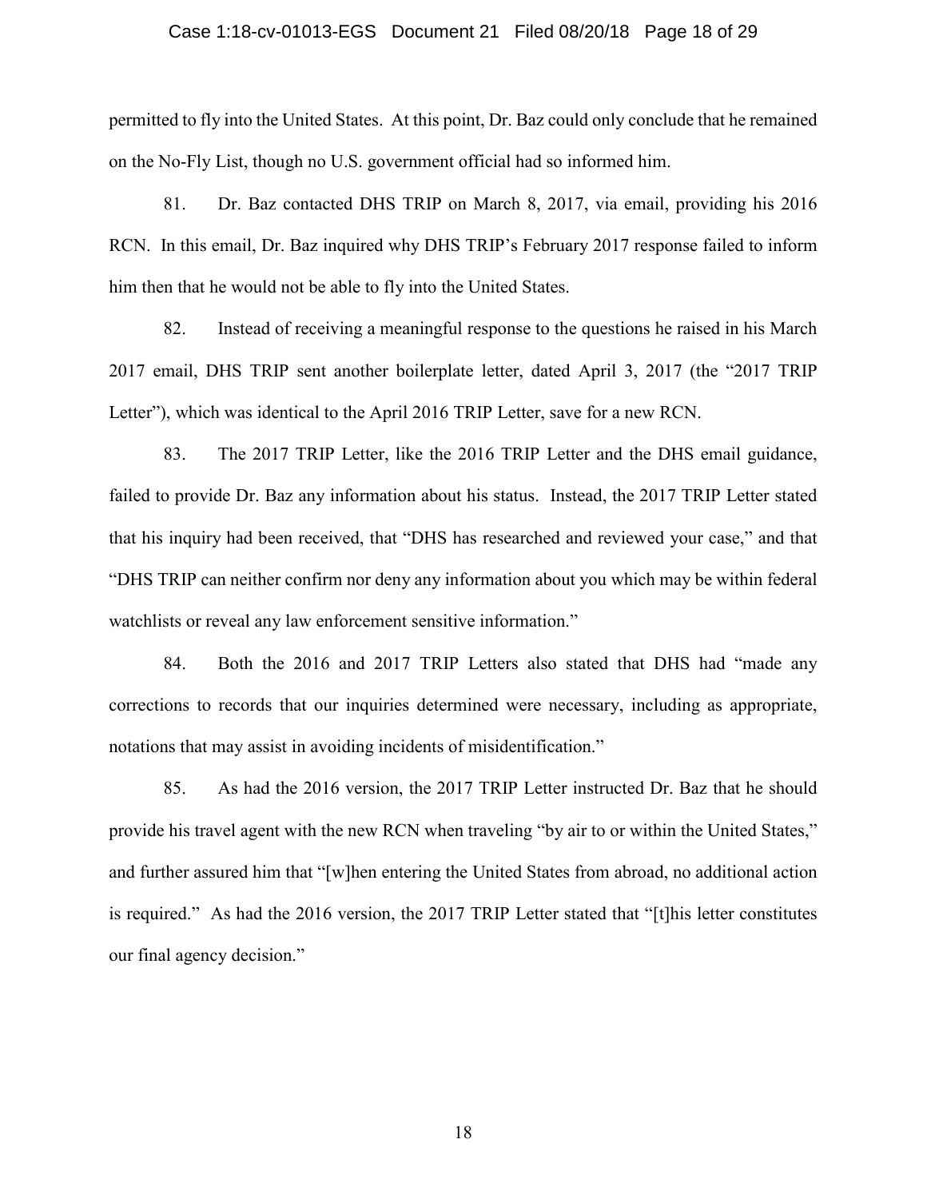permitted to fly into the United States. At this point, Dr. Baz could only conclude that he remained on the No-Fly List, though no U.S. government official had so informed him.

81. Dr. Baz contacted DHS TRIP on March 8, 2017, via email, providing his 2016 RCN. In this email, Dr. Baz inquired why DHS TRIP's February 2017 response failed to inform him then that he would not be able to fly into the United States.

82. Instead of receiving a meaningful response to the questions he raised in his March 2017 email, DHS TRIP sent another boilerplate letter, dated April 3, 2017 (the "2017 TRIP Letter"), which was identical to the April 2016 TRIP Letter, save for a new RCN.

83. The 2017 TRIP Letter, like the 2016 TRIP Letter and the DHS email guidance, failed to provide Dr. Baz any information about his status. Instead, the 2017 TRIP Letter stated that his inquiry had been received, that "DHS has researched and reviewed your case," and that "DHS TRIP can neither confirm nor deny any information about you which may be within federal watchlists or reveal any law enforcement sensitive information."

84. Both the 2016 and 2017 TRIP Letters also stated that DHS had "made any corrections to records that our inquiries determined were necessary, including as appropriate, notations that may assist in avoiding incidents of misidentification."

85. As had the 2016 version, the 2017 TRIP Letter instructed Dr. Baz that he should provide his travel agent with the new RCN when traveling "by air to or within the United States," and further assured him that "[w]hen entering the United States from abroad, no additional action is required." As had the 2016 version, the 2017 TRIP Letter stated that "[t]his letter constitutes our final agency decision."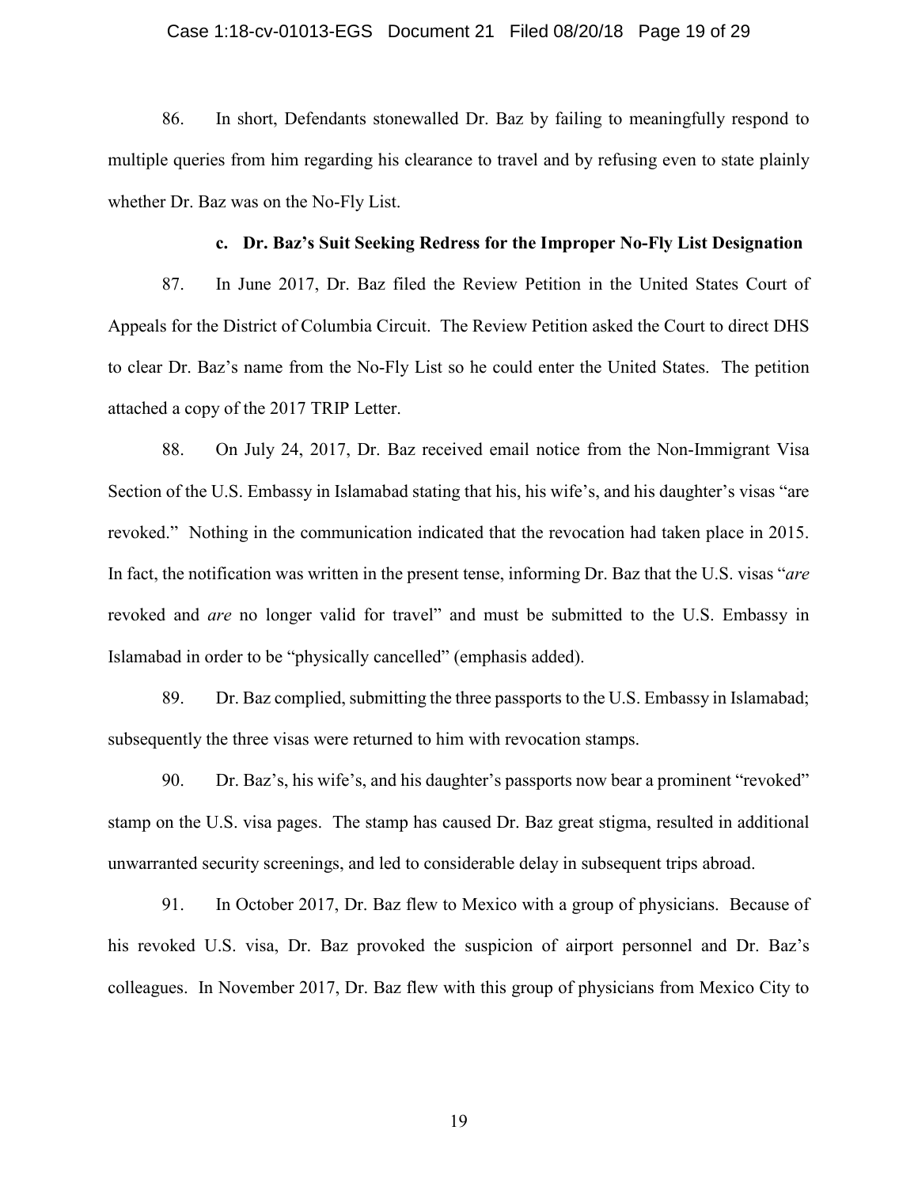86. In short, Defendants stonewalled Dr. Baz by failing to meaningfully respond to multiple queries from him regarding his clearance to travel and by refusing even to state plainly whether Dr. Baz was on the No-Fly List.

### c. Dr. Baz's Suit Seeking Redress for the Improper No-Fly List Designation

87. In June 2017, Dr. Baz filed the Review Petition in the United States Court of Appeals for the District of Columbia Circuit. The Review Petition asked the Court to direct DHS to clear Dr. Baz's name from the No-Fly List so he could enter the United States. The petition attached a copy of the 2017 TRIP Letter.

88. On July 24, 2017, Dr. Baz received email notice from the Non-Immigrant Visa Section of the U.S. Embassy in Islamabad stating that his, his wife's, and his daughter's visas "are revoked." Nothing in the communication indicated that the revocation had taken place in 2015. In fact, the notification was written in the present tense, informing Dr. Baz that the U.S. visas "*are* revoked and *are* no longer valid for travel" and must be submitted to the U.S. Embassy in Islamabad in order to be "physically cancelled" (emphasis added).

89. Dr. Baz complied, submitting the three passports to the U.S. Embassy in Islamabad; subsequently the three visas were returned to him with revocation stamps.

90. Dr. Baz's, his wife's, and his daughter's passports now bear a prominent "revoked" stamp on the U.S. visa pages. The stamp has caused Dr. Baz great stigma, resulted in additional unwarranted security screenings, and led to considerable delay in subsequent trips abroad.

91. In October 2017, Dr. Baz flew to Mexico with a group of physicians. Because of his revoked U.S. visa, Dr. Baz provoked the suspicion of airport personnel and Dr. Baz's colleagues. In November 2017, Dr. Baz flew with this group of physicians from Mexico City to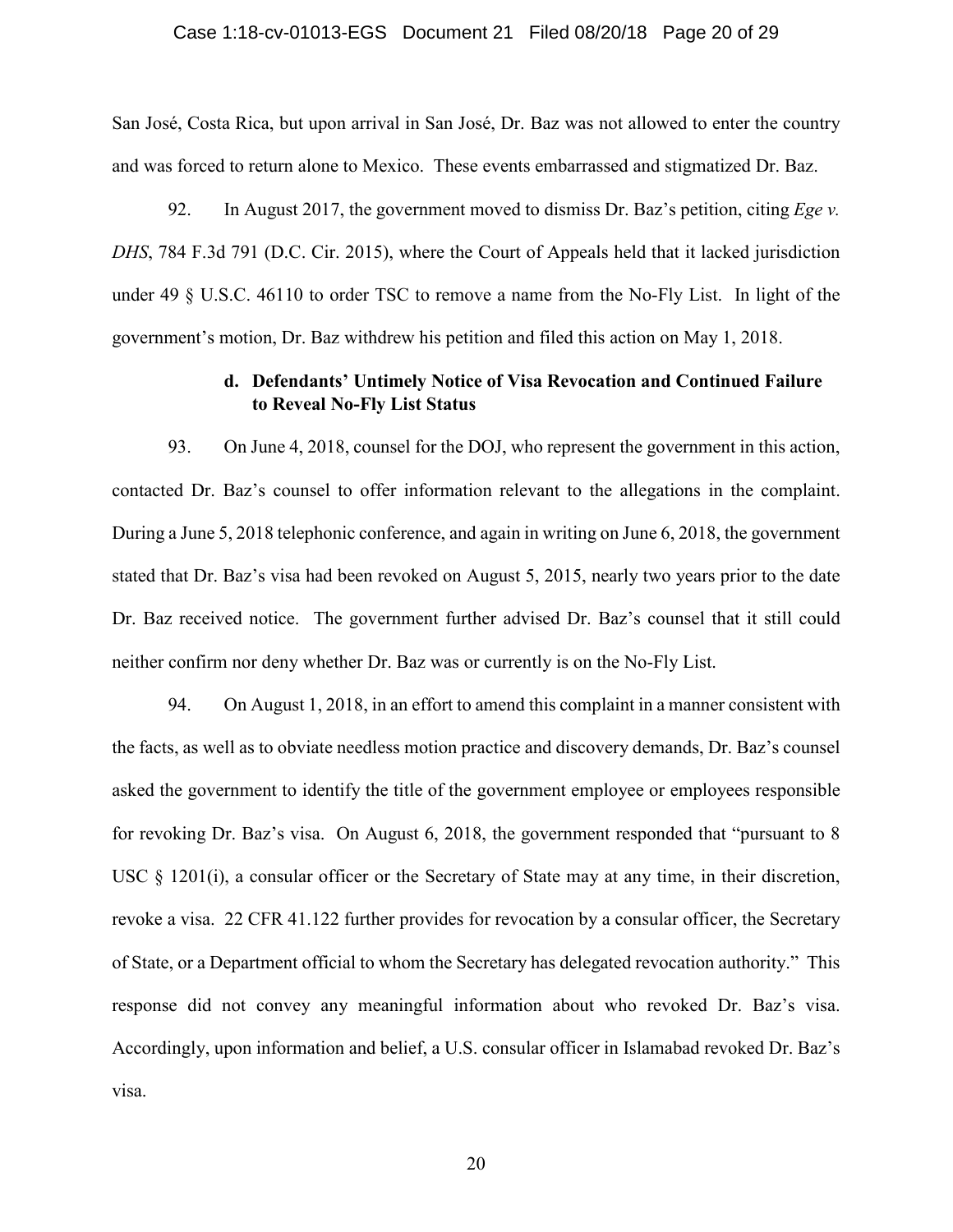San José, Costa Rica, but upon arrival in San José, Dr. Baz was not allowed to enter the country and was forced to return alone to Mexico. These events embarrassed and stigmatized Dr. Baz.

92. In August 2017, the government moved to dismiss Dr. Baz's petition, citing *Ege v. DHS*, 784 F.3d 791 (D.C. Cir. 2015), where the Court of Appeals held that it lacked jurisdiction under 49 § U.S.C. 46110 to order TSC to remove a name from the No-Fly List. In light of the government's motion, Dr. Baz withdrew his petition and filed this action on May 1, 2018.

**d. Defendants' Untimely Notice of Visa Revocation and Continued Failure to Reveal No-Fly List Status**

93. On June 4, 2018, counsel for the DOJ, who represent the government in this action, contacted Dr. Baz's counsel to offer information relevant to the allegations in the complaint. During a June 5, 2018 telephonic conference, and again in writing on June 6, 2018, the government stated that Dr. Baz's visa had been revoked on August 5, 2015, nearly two years prior to the date Dr. Baz received notice. The government further advised Dr. Baz's counsel that it still could neither confirm nor deny whether Dr. Baz was or currently is on the No-Fly List.

94. On August 1, 2018, in an effort to amend this complaint in a manner consistent with the facts, as well as to obviate needless motion practice and discovery demands, Dr. Baz's counsel asked the government to identify the title of the government employee or employees responsible for revoking Dr. Baz's visa. On August 6, 2018, the government responded that "pursuant to 8 USC § 1201(i), a consular officer or the Secretary of State may at any time, in their discretion, revoke a visa. 22 CFR 41.122 further provides for revocation by a consular officer, the Secretary of State, or a Department official to whom the Secretary has delegated revocation authority." This response did not convey any meaningful information about who revoked Dr. Baz's visa. Accordingly, upon information and belief, a U.S. consular officer in Islamabad revoked Dr. Baz's visa.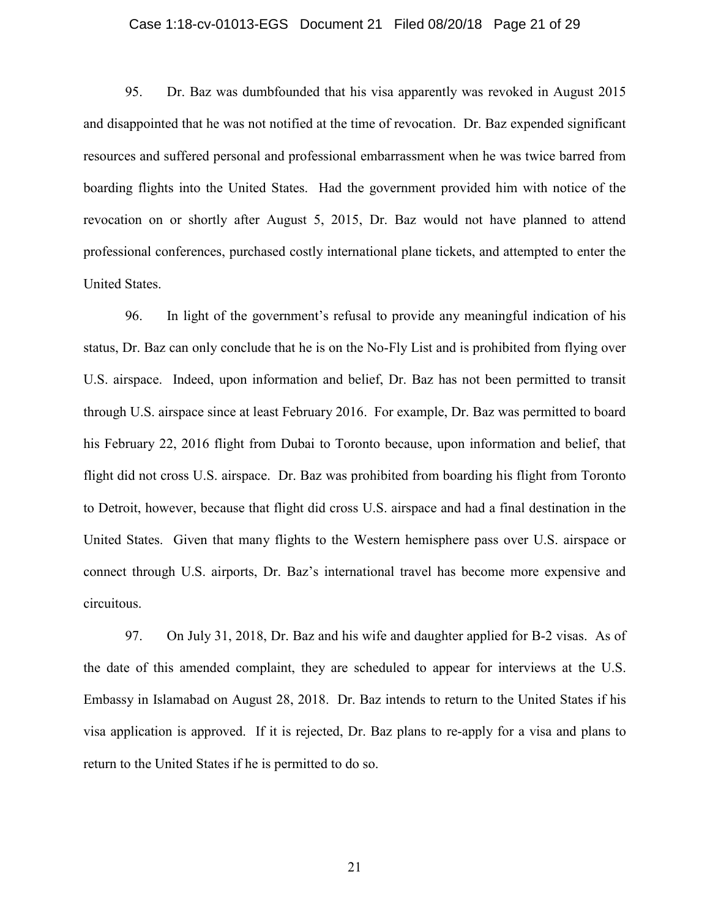95. Dr. Baz was dumbfounded that his visa apparently was revoked in August 2015 and disappointed that he was not notified at the time of revocation. Dr. Baz expended significant resources and suffered personal and professional embarrassment when he was twice barred from boarding flights into the United States. Had the government provided him with notice of the revocation on or shortly after August 5, 2015, Dr. Baz would not have planned to attend professional conferences, purchased costly international plane tickets, and attempted to enter the United States.

96. In light of the government's refusal to provide any meaningful indication of his status, Dr. Baz can only conclude that he is on the No-Fly List and is prohibited from flying over U.S. airspace. Indeed, upon information and belief, Dr. Baz has not been permitted to transit through U.S. airspace since at least February 2016. For example, Dr. Baz was permitted to board his February 22, 2016 flight from Dubai to Toronto because, upon information and belief, that flight did not cross U.S. airspace. Dr. Baz was prohibited from boarding his flight from Toronto to Detroit, however, because that flight did cross U.S. airspace and had a final destination in the United States. Given that many flights to the Western hemisphere pass over U.S. airspace or connect through U.S. airports, Dr. Baz's international travel has become more expensive and circuitous.

97. On July 31, 2018, Dr. Baz and his wife and daughter applied for B-2 visas. As of the date of this amended complaint, they are scheduled to appear for interviews at the U.S. Embassy in Islamabad on August 28, 2018. Dr. Baz intends to return to the United States if his visa application is approved. If it is rejected, Dr. Baz plans to re-apply for a visa and plans to return to the United States if he is permitted to do so.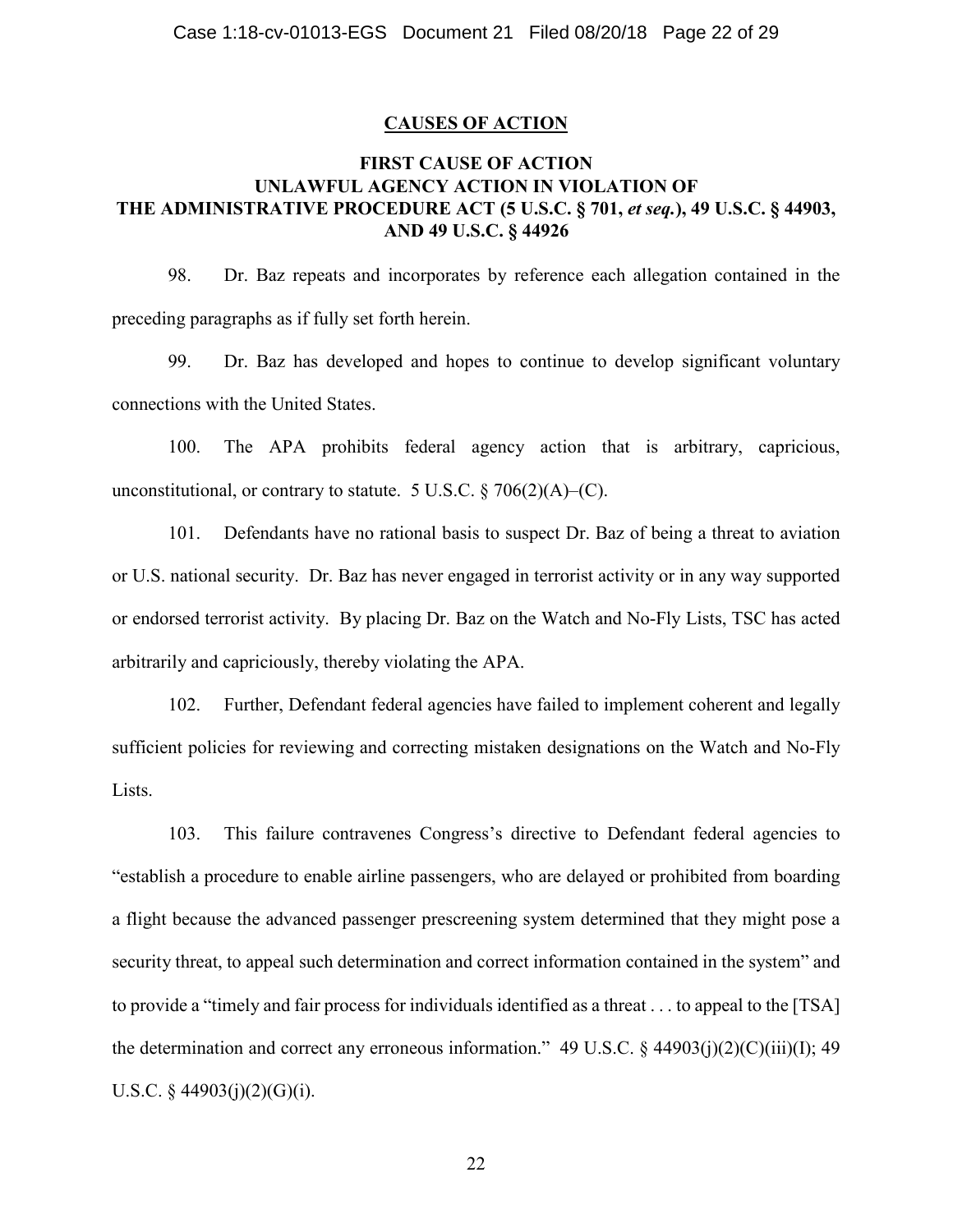## CAUSES OF ACTION

### FIRST CAUSE OF ACTION
### UNLAWFUL AGENCY ACTION IN VIOLATION OF THE ADMINISTRATIVE PROCEDURE ACT (5 U.S.C. § 701, *et seq.*), 49 U.S.C. § 44903, AND 49 U.S.C. § 44926

98. Dr. Baz repeats and incorporates by reference each allegation contained in the preceding paragraphs as if fully set forth herein.

99. Dr. Baz has developed and hopes to continue to develop significant voluntary connections with the United States.

100. The APA prohibits federal agency action that is arbitrary, capricious, unconstitutional, or contrary to statute. 5 U.S.C. § 706(2)(A)–(C).

101. Defendants have no rational basis to suspect Dr. Baz of being a threat to aviation or U.S. national security. Dr. Baz has never engaged in terrorist activity or in any way supported or endorsed terrorist activity. By placing Dr. Baz on the Watch and No-Fly Lists, TSC has acted arbitrarily and capriciously, thereby violating the APA.

102. Further, Defendant federal agencies have failed to implement coherent and legally sufficient policies for reviewing and correcting mistaken designations on the Watch and No-Fly Lists.

103. This failure contravenes Congress's directive to Defendant federal agencies to "establish a procedure to enable airline passengers, who are delayed or prohibited from boarding a flight because the advanced passenger prescreening system determined that they might pose a security threat, to appeal such determination and correct information contained in the system" and to provide a "timely and fair process for individuals identified as a threat . . . to appeal to the [TSA] the determination and correct any erroneous information." 49 U.S.C. § 44903(j)(2)(C)(iii)(I); 49 U.S.C. § 44903(j)(2)(G)(i).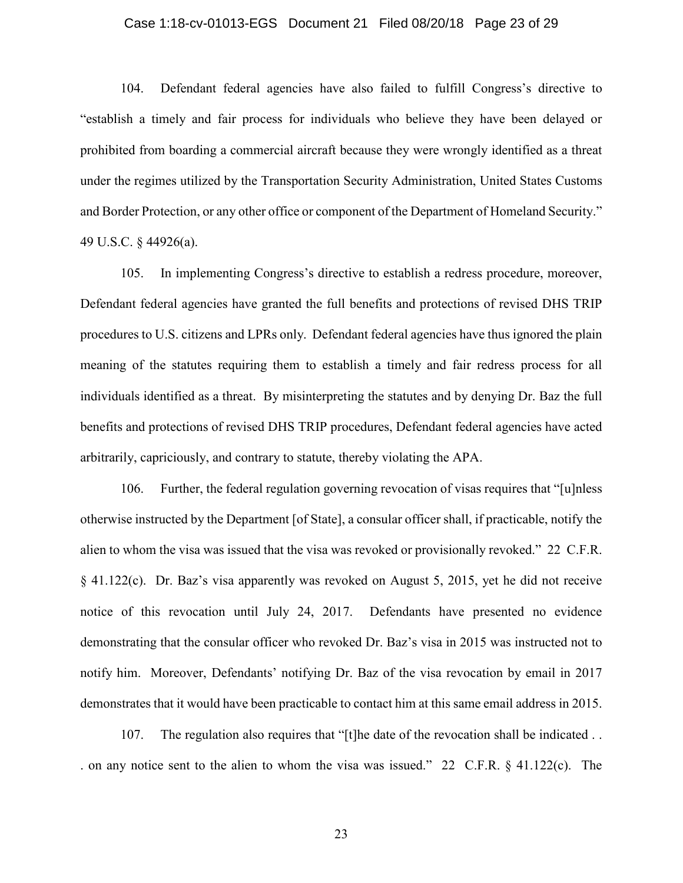104. Defendant federal agencies have also failed to fulfill Congress's directive to "establish a timely and fair process for individuals who believe they have been delayed or prohibited from boarding a commercial aircraft because they were wrongly identified as a threat under the regimes utilized by the Transportation Security Administration, United States Customs and Border Protection, or any other office or component of the Department of Homeland Security." 49 U.S.C. § 44926(a).

105. In implementing Congress's directive to establish a redress procedure, moreover, Defendant federal agencies have granted the full benefits and protections of revised DHS TRIP procedures to U.S. citizens and LPRs only. Defendant federal agencies have thus ignored the plain meaning of the statutes requiring them to establish a timely and fair redress process for all individuals identified as a threat. By misinterpreting the statutes and by denying Dr. Baz the full benefits and protections of revised DHS TRIP procedures, Defendant federal agencies have acted arbitrarily, capriciously, and contrary to statute, thereby violating the APA.

106. Further, the federal regulation governing revocation of visas requires that "[u]nless otherwise instructed by the Department [of State], a consular officer shall, if practicable, notify the alien to whom the visa was issued that the visa was revoked or provisionally revoked." 22 C.F.R. § 41.122(c). Dr. Baz's visa apparently was revoked on August 5, 2015, yet he did not receive notice of this revocation until July 24, 2017. Defendants have presented no evidence demonstrating that the consular officer who revoked Dr. Baz's visa in 2015 was instructed not to notify him. Moreover, Defendants' notifying Dr. Baz of the visa revocation by email in 2017 demonstrates that it would have been practicable to contact him at this same email address in 2015.

107. The regulation also requires that "[t]he date of the revocation shall be indicated . . . on any notice sent to the alien to whom the visa was issued." 22 C.F.R. § 41.122(c). The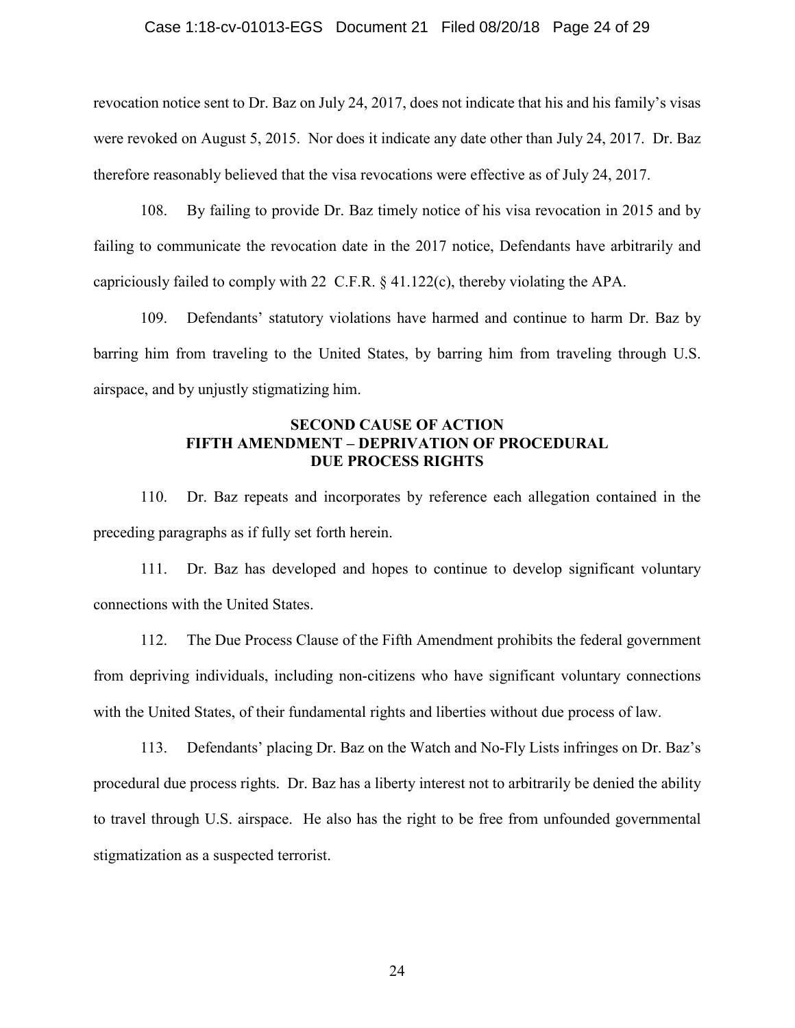revocation notice sent to Dr. Baz on July 24, 2017, does not indicate that his and his family's visas were revoked on August 5, 2015. Nor does it indicate any date other than July 24, 2017. Dr. Baz therefore reasonably believed that the visa revocations were effective as of July 24, 2017.

108. By failing to provide Dr. Baz timely notice of his visa revocation in 2015 and by failing to communicate the revocation date in the 2017 notice, Defendants have arbitrarily and capriciously failed to comply with 22 C.F.R. § 41.122(c), thereby violating the APA.

109. Defendants' statutory violations have harmed and continue to harm Dr. Baz by barring him from traveling to the United States, by barring him from traveling through U.S. airspace, and by unjustly stigmatizing him.

**SECOND CAUSE OF ACTION**
**FIFTH AMENDMENT – DEPRIVATION OF PROCEDURAL DUE PROCESS RIGHTS**

110. Dr. Baz repeats and incorporates by reference each allegation contained in the preceding paragraphs as if fully set forth herein.

111. Dr. Baz has developed and hopes to continue to develop significant voluntary connections with the United States.

112. The Due Process Clause of the Fifth Amendment prohibits the federal government from depriving individuals, including non-citizens who have significant voluntary connections with the United States, of their fundamental rights and liberties without due process of law.

113. Defendants' placing Dr. Baz on the Watch and No-Fly Lists infringes on Dr. Baz's procedural due process rights. Dr. Baz has a liberty interest not to arbitrarily be denied the ability to travel through U.S. airspace. He also has the right to be free from unfounded governmental stigmatization as a suspected terrorist.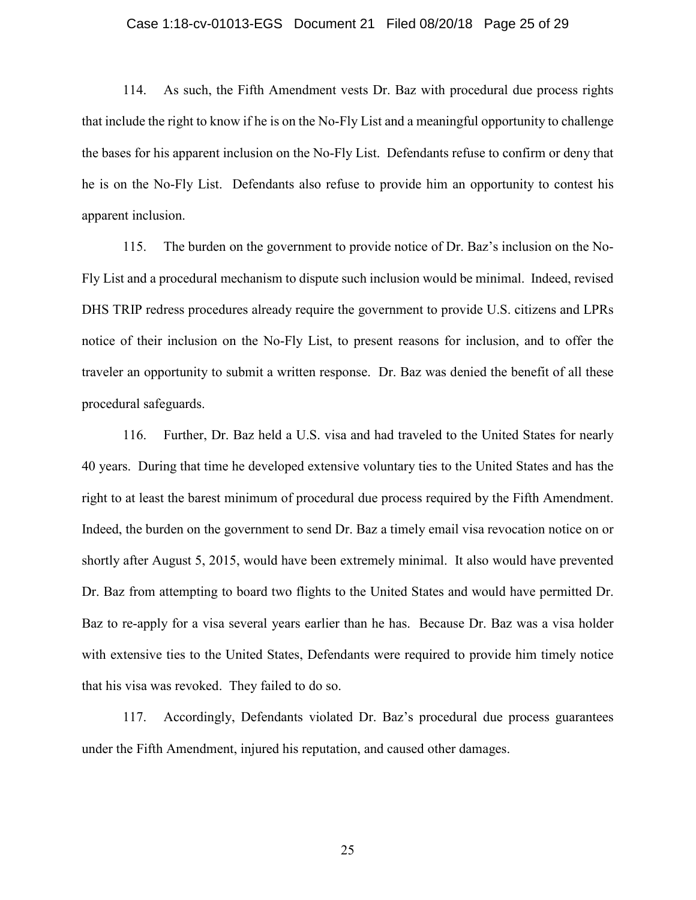114. As such, the Fifth Amendment vests Dr. Baz with procedural due process rights that include the right to know if he is on the No-Fly List and a meaningful opportunity to challenge the bases for his apparent inclusion on the No-Fly List. Defendants refuse to confirm or deny that he is on the No-Fly List. Defendants also refuse to provide him an opportunity to contest his apparent inclusion.

115. The burden on the government to provide notice of Dr. Baz's inclusion on the No-Fly List and a procedural mechanism to dispute such inclusion would be minimal. Indeed, revised DHS TRIP redress procedures already require the government to provide U.S. citizens and LPRs notice of their inclusion on the No-Fly List, to present reasons for inclusion, and to offer the traveler an opportunity to submit a written response. Dr. Baz was denied the benefit of all these procedural safeguards.

116. Further, Dr. Baz held a U.S. visa and had traveled to the United States for nearly 40 years. During that time he developed extensive voluntary ties to the United States and has the right to at least the barest minimum of procedural due process required by the Fifth Amendment. Indeed, the burden on the government to send Dr. Baz a timely email visa revocation notice on or shortly after August 5, 2015, would have been extremely minimal. It also would have prevented Dr. Baz from attempting to board two flights to the United States and would have permitted Dr. Baz to re-apply for a visa several years earlier than he has. Because Dr. Baz was a visa holder with extensive ties to the United States, Defendants were required to provide him timely notice that his visa was revoked. They failed to do so.

117. Accordingly, Defendants violated Dr. Baz's procedural due process guarantees under the Fifth Amendment, injured his reputation, and caused other damages.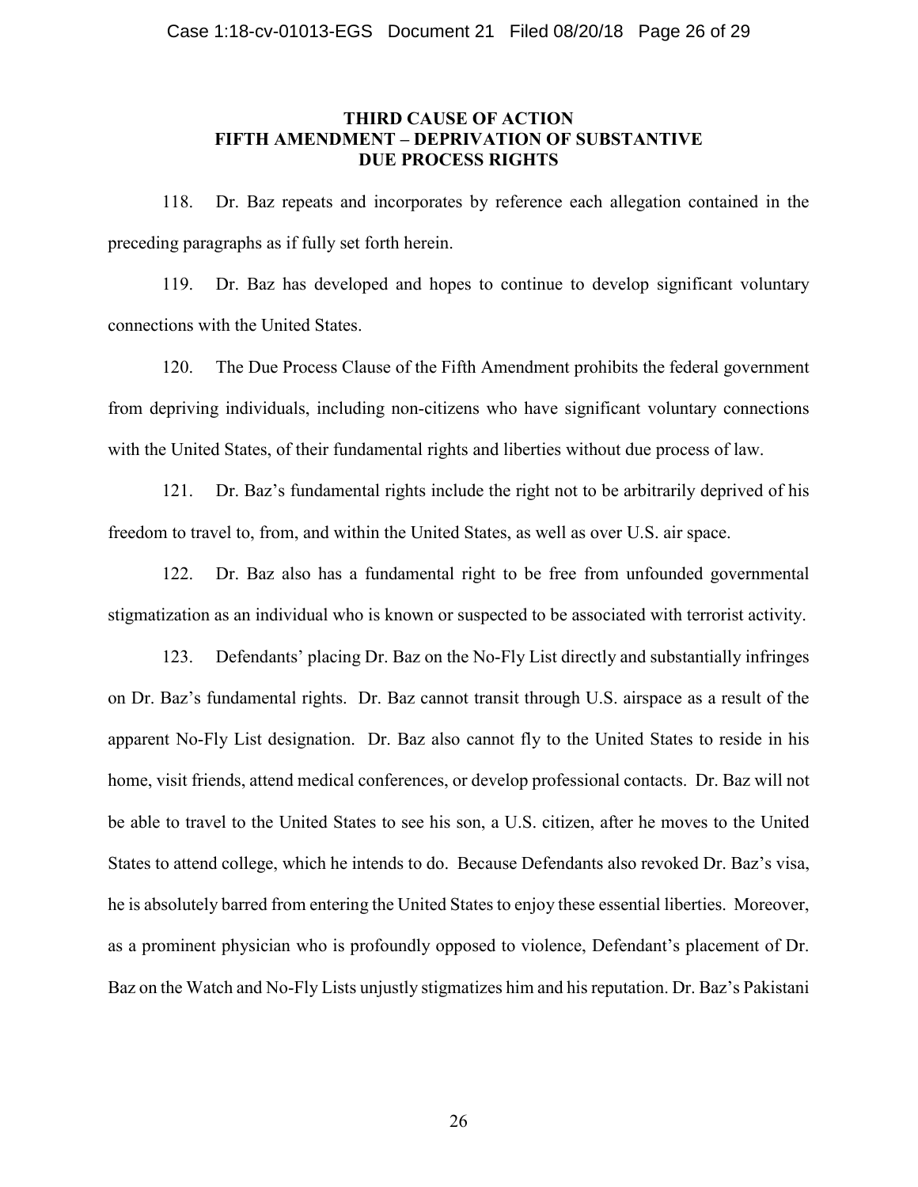### THIRD CAUSE OF ACTION
### FIFTH AMENDMENT – DEPRIVATION OF SUBSTANTIVE DUE PROCESS RIGHTS

118. Dr. Baz repeats and incorporates by reference each allegation contained in the preceding paragraphs as if fully set forth herein.

119. Dr. Baz has developed and hopes to continue to develop significant voluntary connections with the United States.

120. The Due Process Clause of the Fifth Amendment prohibits the federal government from depriving individuals, including non-citizens who have significant voluntary connections with the United States, of their fundamental rights and liberties without due process of law.

121. Dr. Baz's fundamental rights include the right not to be arbitrarily deprived of his freedom to travel to, from, and within the United States, as well as over U.S. air space.

122. Dr. Baz also has a fundamental right to be free from unfounded governmental stigmatization as an individual who is known or suspected to be associated with terrorist activity.

123. Defendants' placing Dr. Baz on the No-Fly List directly and substantially infringes on Dr. Baz's fundamental rights. Dr. Baz cannot transit through U.S. airspace as a result of the apparent No-Fly List designation. Dr. Baz also cannot fly to the United States to reside in his home, visit friends, attend medical conferences, or develop professional contacts. Dr. Baz will not be able to travel to the United States to see his son, a U.S. citizen, after he moves to the United States to attend college, which he intends to do. Because Defendants also revoked Dr. Baz's visa, he is absolutely barred from entering the United States to enjoy these essential liberties. Moreover, as a prominent physician who is profoundly opposed to violence, Defendant's placement of Dr. Baz on the Watch and No-Fly Lists unjustly stigmatizes him and his reputation. Dr. Baz's Pakistani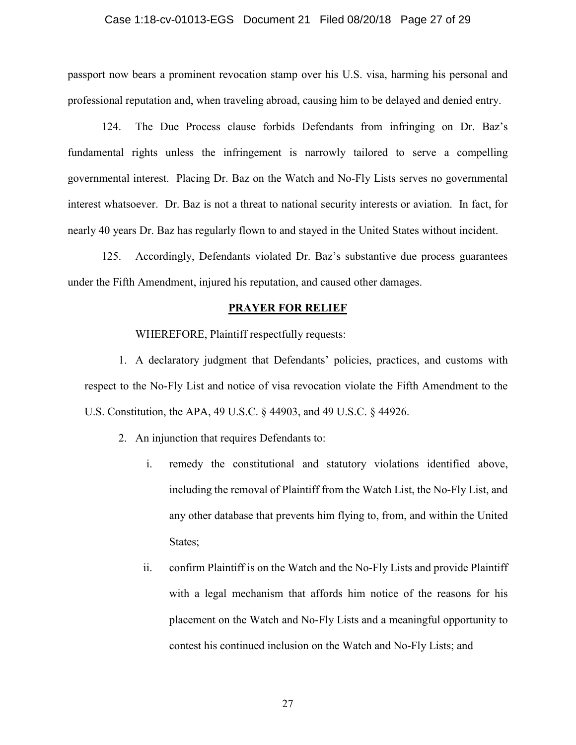passport now bears a prominent revocation stamp over his U.S. visa, harming his personal and professional reputation and, when traveling abroad, causing him to be delayed and denied entry.

124. The Due Process clause forbids Defendants from infringing on Dr. Baz's fundamental rights unless the infringement is narrowly tailored to serve a compelling governmental interest. Placing Dr. Baz on the Watch and No-Fly Lists serves no governmental interest whatsoever. Dr. Baz is not a threat to national security interests or aviation. In fact, for nearly 40 years Dr. Baz has regularly flown to and stayed in the United States without incident.

125. Accordingly, Defendants violated Dr. Baz's substantive due process guarantees under the Fifth Amendment, injured his reputation, and caused other damages.

## PRAYER FOR RELIEF

WHEREFORE, Plaintiff respectfully requests:

1. A declaratory judgment that Defendants' policies, practices, and customs with respect to the No-Fly List and notice of visa revocation violate the Fifth Amendment to the U.S. Constitution, the APA, 49 U.S.C. § 44903, and 49 U.S.C. § 44926.

2. An injunction that requires Defendants to:

   i. remedy the constitutional and statutory violations identified above, including the removal of Plaintiff from the Watch List, the No-Fly List, and any other database that prevents him flying to, from, and within the United States;

   ii. confirm Plaintiff is on the Watch and the No-Fly Lists and provide Plaintiff with a legal mechanism that affords him notice of the reasons for his placement on the Watch and No-Fly Lists and a meaningful opportunity to contest his continued inclusion on the Watch and No-Fly Lists; and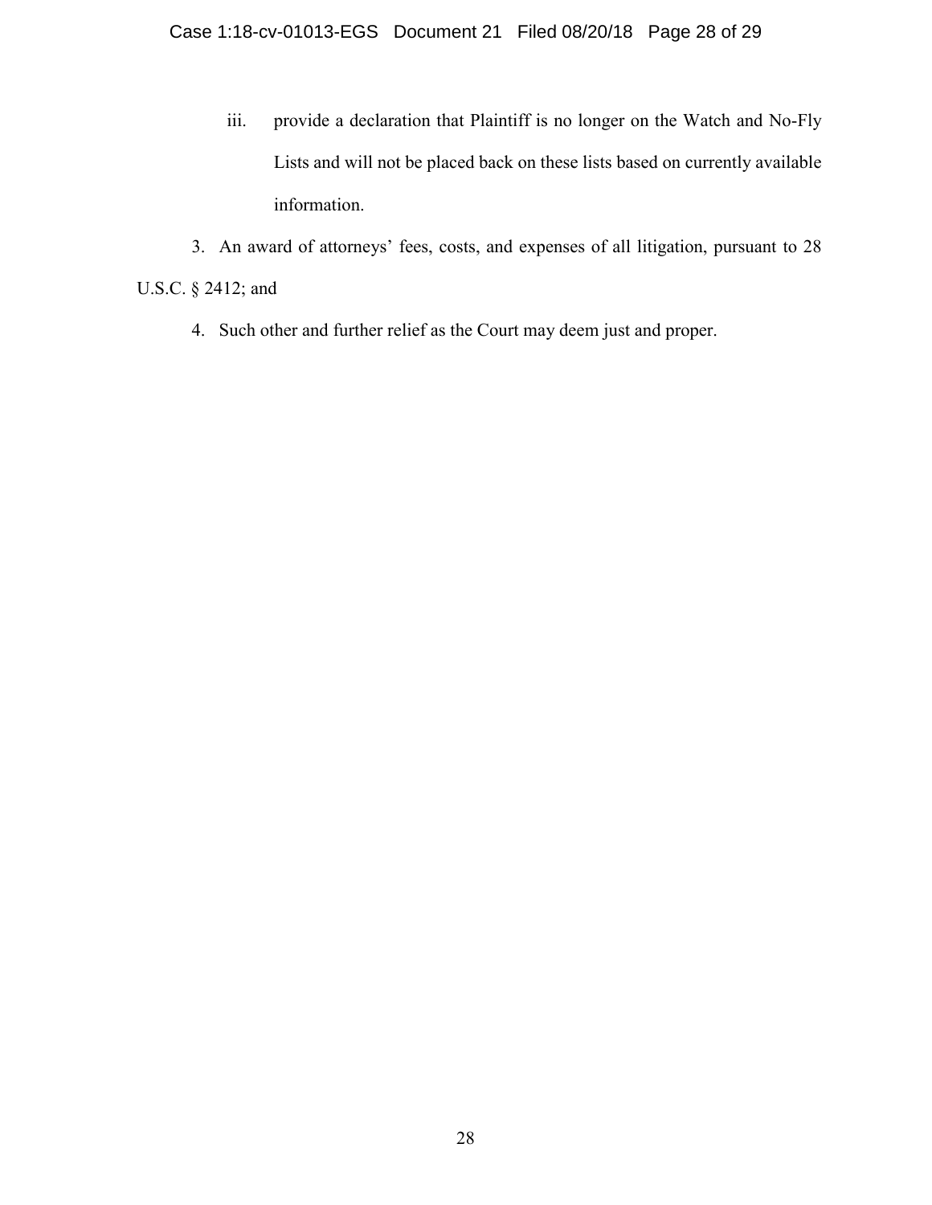iii. provide a declaration that Plaintiff is no longer on the Watch and No-Fly Lists and will not be placed back on these lists based on currently available information.

3. An award of attorneys' fees, costs, and expenses of all litigation, pursuant to 28 U.S.C. § 2412; and

4. Such other and further relief as the Court may deem just and proper.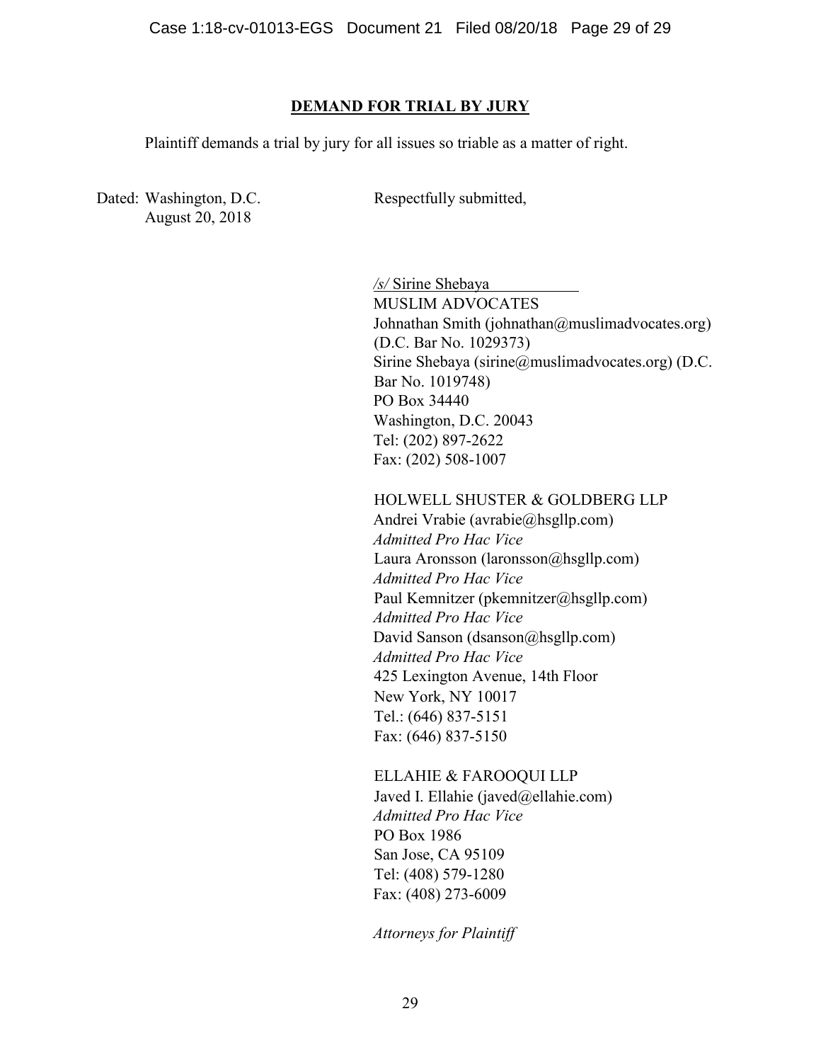**DEMAND FOR TRIAL BY JURY**

Plaintiff demands a trial by jury for all issues so triable as a matter of right.

Dated: Washington, D.C.
August 20, 2018

Respectfully submitted,

*/s/* Sirine Shebaya
MUSLIM ADVOCATES
Johnathan Smith (johnathan@muslimadvocates.org) (D.C. Bar No. 1029373)
Sirine Shebaya (sirine@muslimadvocates.org) (D.C. Bar No. 1019748)
PO Box 34440
Washington, D.C. 20043
Tel: (202) 897-2622
Fax: (202) 508-1007

HOLWELL SHUSTER & GOLDBERG LLP
Andrei Vrabie (avrabie@hsgllp.com)
*Admitted Pro Hac Vice*
Laura Aronsson (laronsson@hsgllp.com)
*Admitted Pro Hac Vice*
Paul Kemnitzer (pkemnitzer@hsgllp.com)
*Admitted Pro Hac Vice*
David Sanson (dsanson@hsgllp.com)
*Admitted Pro Hac Vice*
425 Lexington Avenue, 14th Floor
New York, NY 10017
Tel.: (646) 837-5151
Fax: (646) 837-5150

ELLAHIE & FAROOQUI LLP
Javed I. Ellahie (javed@ellahie.com)
*Admitted Pro Hac Vice*
PO Box 1986
San Jose, CA 95109
Tel: (408) 579-1280
Fax: (408) 273-6009

*Attorneys for Plaintiff*